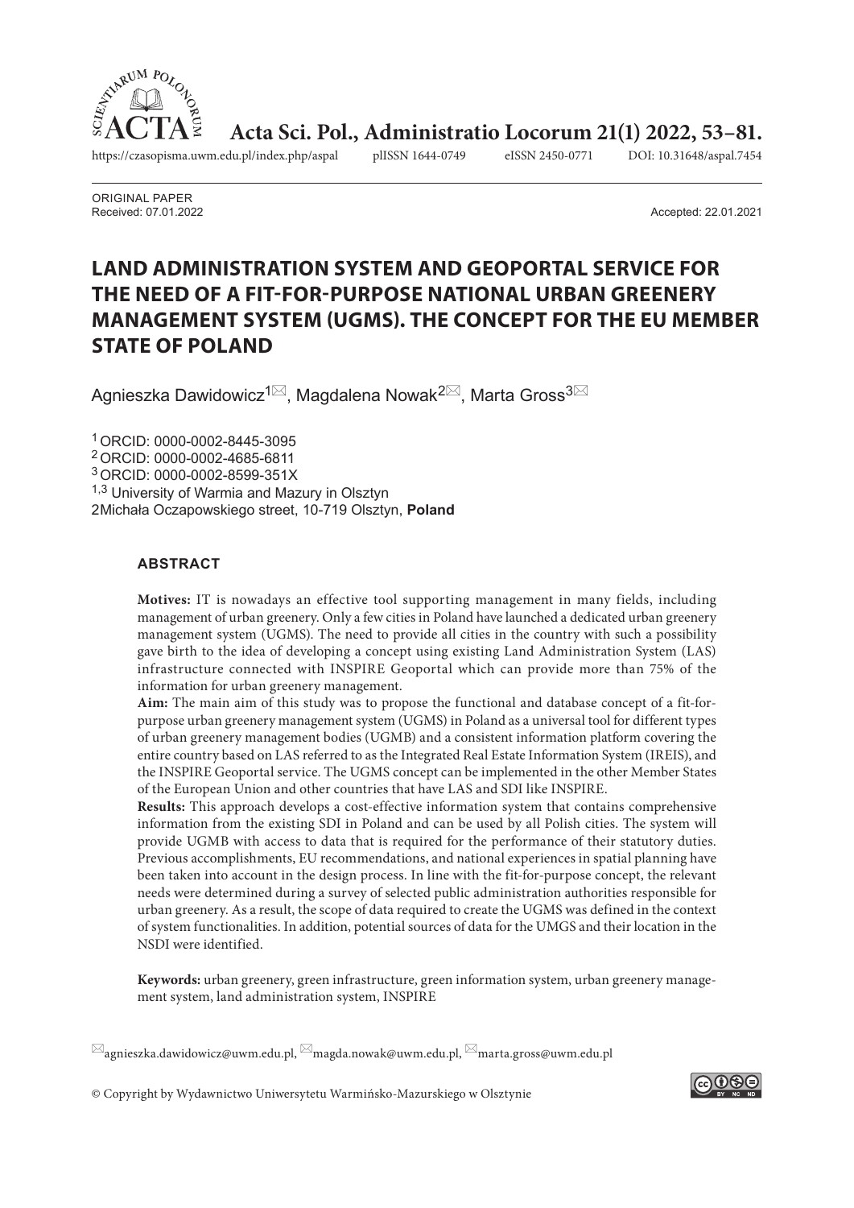ORIGINAL PAPER
Received: 07.01.2022

Accepted: 22.01.2021

# LAND ADMINISTRATION SYSTEM AND GEOPORTAL SERVICE FOR THE NEED OF A FIT-FOR-PURPOSE NATIONAL URBAN GREENERY MANAGEMENT SYSTEM (UGMS). THE CONCEPT FOR THE EU MEMBER STATE OF POLAND

Agnieszka Dawidowicz[1]✉, Magdalena Nowak[2]✉, Marta Gross[3]✉

[1] ORCID: 0000-0002-8445-3095
[2] ORCID: 0000-0002-4685-6811
[3] ORCID: 0000-0002-8599-351X
[1,3] University of Warmia and Mazury in Olsztyn
2Michała Oczapowskiego street, 10-719 Olsztyn, **Poland**

## ABSTRACT

**Motives:** IT is nowadays an effective tool supporting management in many fields, including management of urban greenery. Only a few cities in Poland have launched a dedicated urban greenery management system (UGMS). The need to provide all cities in the country with such a possibility gave birth to the idea of developing a concept using existing Land Administration System (LAS) infrastructure connected with INSPIRE Geoportal which can provide more than 75% of the information for urban greenery management.

**Aim:** The main aim of this study was to propose the functional and database concept of a fit-for-purpose urban greenery management system (UGMS) in Poland as a universal tool for different types of urban greenery management bodies (UGMB) and a consistent information platform covering the entire country based on LAS referred to as the Integrated Real Estate Information System (IREIS), and the INSPIRE Geoportal service. The UGMS concept can be implemented in the other Member States of the European Union and other countries that have LAS and SDI like INSPIRE.

**Results:** This approach develops a cost-effective information system that contains comprehensive information from the existing SDI in Poland and can be used by all Polish cities. The system will provide UGMB with access to data that is required for the performance of their statutory duties. Previous accomplishments, EU recommendations, and national experiences in spatial planning have been taken into account in the design process. In line with the fit-for-purpose concept, the relevant needs were determined during a survey of selected public administration authorities responsible for urban greenery. As a result, the scope of data required to create the UGMS was defined in the context of system functionalities. In addition, potential sources of data for the UMGS and their location in the NSDI were identified.

**Keywords:** urban greenery, green infrastructure, green information system, urban greenery management system, land administration system, INSPIRE

✉agnieszka.dawidowicz@uwm.edu.pl, ✉magda.nowak@uwm.edu.pl, ✉marta.gross@uwm.edu.pl

© Copyright by Wydawnictwo Uniwersytetu Warmińsko-Mazurskiego w Olsztynie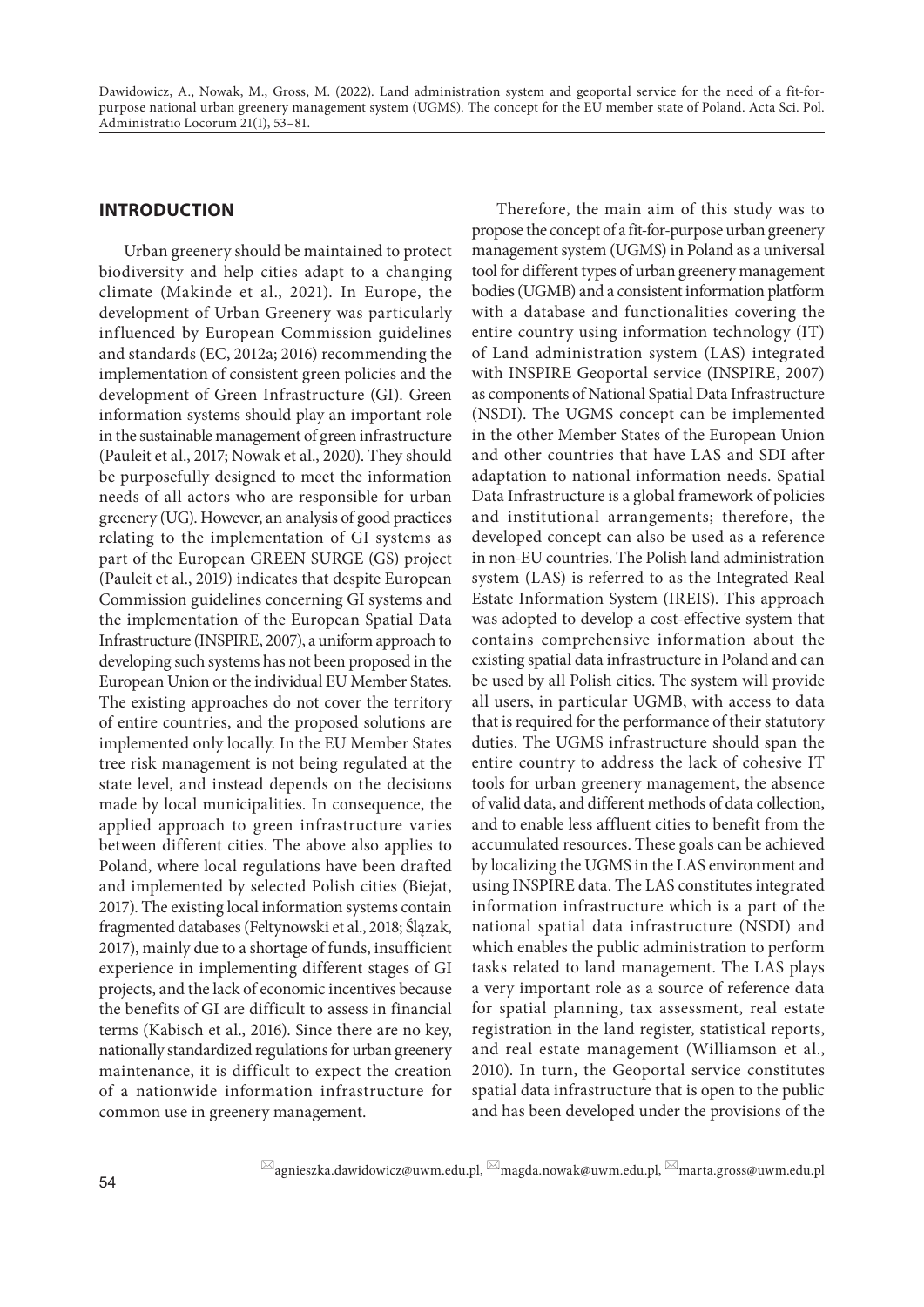## INTRODUCTION

Urban greenery should be maintained to protect biodiversity and help cities adapt to a changing climate (Makinde et al., 2021). In Europe, the development of Urban Greenery was particularly influenced by European Commission guidelines and standards (EC, 2012a; 2016) recommending the implementation of consistent green policies and the development of Green Infrastructure (GI). Green information systems should play an important role in the sustainable management of green infrastructure (Pauleit et al., 2017; Nowak et al., 2020). They should be purposefully designed to meet the information needs of all actors who are responsible for urban greenery (UG). However, an analysis of good practices relating to the implementation of GI systems as part of the European GREEN SURGE (GS) project (Pauleit et al., 2019) indicates that despite European Commission guidelines concerning GI systems and the implementation of the European Spatial Data Infrastructure (INSPIRE, 2007), a uniform approach to developing such systems has not been proposed in the European Union or the individual EU Member States. The existing approaches do not cover the territory of entire countries, and the proposed solutions are implemented only locally. In the EU Member States tree risk management is not being regulated at the state level, and instead depends on the decisions made by local municipalities. In consequence, the applied approach to green infrastructure varies between different cities. The above also applies to Poland, where local regulations have been drafted and implemented by selected Polish cities (Biejat, 2017). The existing local information systems contain fragmented databases (Feltynowski et al., 2018; Ślązak, 2017), mainly due to a shortage of funds, insufficient experience in implementing different stages of GI projects, and the lack of economic incentives because the benefits of GI are difficult to assess in financial terms (Kabisch et al., 2016). Since there are no key, nationally standardized regulations for urban greenery maintenance, it is difficult to expect the creation of a nationwide information infrastructure for common use in greenery management.

Therefore, the main aim of this study was to propose the concept of a fit-for-purpose urban greenery management system (UGMS) in Poland as a universal tool for different types of urban greenery management bodies (UGMB) and a consistent information platform with a database and functionalities covering the entire country using information technology (IT) of Land administration system (LAS) integrated with INSPIRE Geoportal service (INSPIRE, 2007) as components of National Spatial Data Infrastructure (NSDI). The UGMS concept can be implemented in the other Member States of the European Union and other countries that have LAS and SDI after adaptation to national information needs. Spatial Data Infrastructure is a global framework of policies and institutional arrangements; therefore, the developed concept can also be used as a reference in non-EU countries. The Polish land administration system (LAS) is referred to as the Integrated Real Estate Information System (IREIS). This approach was adopted to develop a cost-effective system that contains comprehensive information about the existing spatial data infrastructure in Poland and can be used by all Polish cities. The system will provide all users, in particular UGMB, with access to data that is required for the performance of their statutory duties. The UGMS infrastructure should span the entire country to address the lack of cohesive IT tools for urban greenery management, the absence of valid data, and different methods of data collection, and to enable less affluent cities to benefit from the accumulated resources. These goals can be achieved by localizing the UGMS in the LAS environment and using INSPIRE data. The LAS constitutes integrated information infrastructure which is a part of the national spatial data infrastructure (NSDI) and which enables the public administration to perform tasks related to land management. The LAS plays a very important role as a source of reference data for spatial planning, tax assessment, real estate registration in the land register, statistical reports, and real estate management (Williamson et al., 2010). In turn, the Geoportal service constitutes spatial data infrastructure that is open to the public and has been developed under the provisions of the

agnieszka.dawidowicz@uwm.edu.pl, magda.nowak@uwm.edu.pl, marta.gross@uwm.edu.pl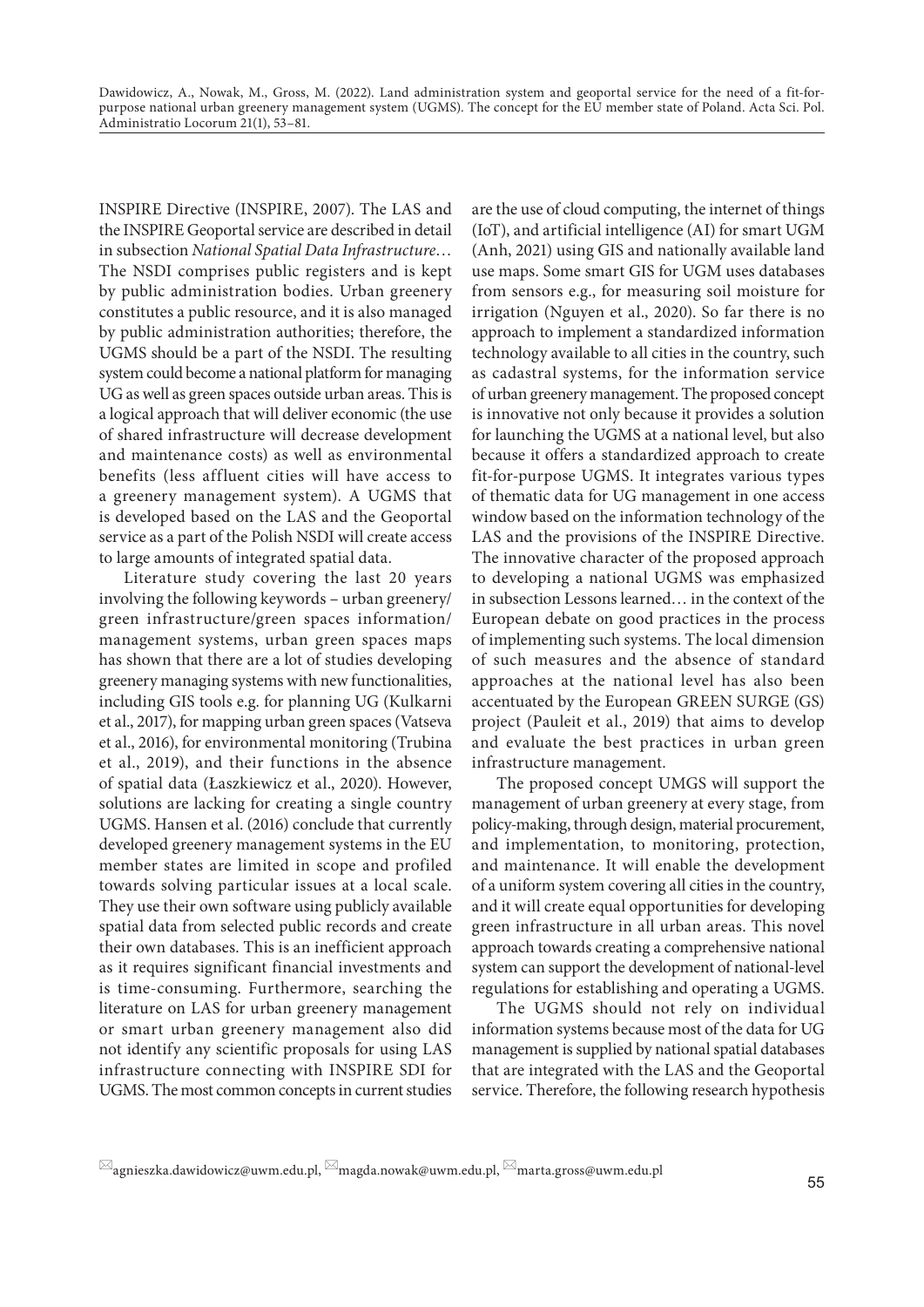INSPIRE Directive (INSPIRE, 2007). The LAS and the INSPIRE Geoportal service are described in detail in subsection *National Spatial Data Infrastructure…* The NSDI comprises public registers and is kept by public administration bodies. Urban greenery constitutes a public resource, and it is also managed by public administration authorities; therefore, the UGMS should be a part of the NSDI. The resulting system could become a national platform for managing UG as well as green spaces outside urban areas. This is a logical approach that will deliver economic (the use of shared infrastructure will decrease development and maintenance costs) as well as environmental benefits (less affluent cities will have access to a greenery management system). A UGMS that is developed based on the LAS and the Geoportal service as a part of the Polish NSDI will create access to large amounts of integrated spatial data.

Literature study covering the last 20 years involving the following keywords – urban greenery/green infrastructure/green spaces information/management systems, urban green spaces maps has shown that there are a lot of studies developing greenery managing systems with new functionalities, including GIS tools e.g. for planning UG (Kulkarni et al., 2017), for mapping urban green spaces (Vatseva et al., 2016), for environmental monitoring (Trubina et al., 2019), and their functions in the absence of spatial data (Łaszkiewicz et al., 2020). However, solutions are lacking for creating a single country UGMS. Hansen et al. (2016) conclude that currently developed greenery management systems in the EU member states are limited in scope and profiled towards solving particular issues at a local scale. They use their own software using publicly available spatial data from selected public records and create their own databases. This is an inefficient approach as it requires significant financial investments and is time-consuming. Furthermore, searching the literature on LAS for urban greenery management or smart urban greenery management also did not identify any scientific proposals for using LAS infrastructure connecting with INSPIRE SDI for UGMS. The most common concepts in current studies are the use of cloud computing, the internet of things (IoT), and artificial intelligence (AI) for smart UGM (Anh, 2021) using GIS and nationally available land use maps. Some smart GIS for UGM uses databases from sensors e.g., for measuring soil moisture for irrigation (Nguyen et al., 2020). So far there is no approach to implement a standardized information technology available to all cities in the country, such as cadastral systems, for the information service of urban greenery management. The proposed concept is innovative not only because it provides a solution for launching the UGMS at a national level, but also because it offers a standardized approach to create fit-for-purpose UGMS. It integrates various types of thematic data for UG management in one access window based on the information technology of the LAS and the provisions of the INSPIRE Directive. The innovative character of the proposed approach to developing a national UGMS was emphasized in subsection Lessons learned… in the context of the European debate on good practices in the process of implementing such systems. The local dimension of such measures and the absence of standard approaches at the national level has also been accentuated by the European GREEN SURGE (GS) project (Pauleit et al., 2019) that aims to develop and evaluate the best practices in urban green infrastructure management.

The proposed concept UMGS will support the management of urban greenery at every stage, from policy-making, through design, material procurement, and implementation, to monitoring, protection, and maintenance. It will enable the development of a uniform system covering all cities in the country, and it will create equal opportunities for developing green infrastructure in all urban areas. This novel approach towards creating a comprehensive national system can support the development of national-level regulations for establishing and operating a UGMS.

The UGMS should not rely on individual information systems because most of the data for UG management is supplied by national spatial databases that are integrated with the LAS and the Geoportal service. Therefore, the following research hypothesis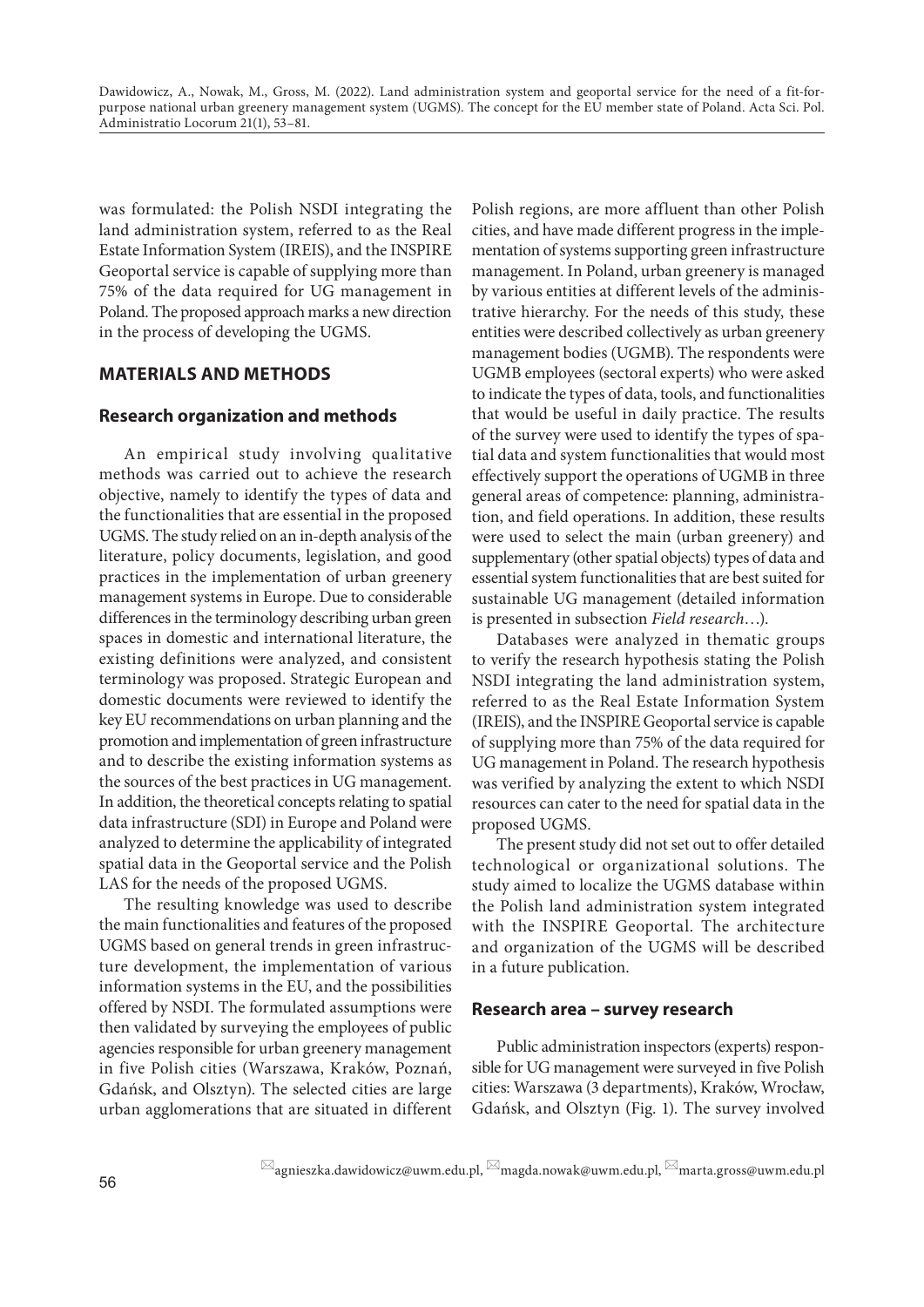was formulated: the Polish NSDI integrating the land administration system, referred to as the Real Estate Information System (IREIS), and the INSPIRE Geoportal service is capable of supplying more than 75% of the data required for UG management in Poland. The proposed approach marks a new direction in the process of developing the UGMS.

## MATERIALS AND METHODS

### Research organization and methods

An empirical study involving qualitative methods was carried out to achieve the research objective, namely to identify the types of data and the functionalities that are essential in the proposed UGMS. The study relied on an in-depth analysis of the literature, policy documents, legislation, and good practices in the implementation of urban greenery management systems in Europe. Due to considerable differences in the terminology describing urban green spaces in domestic and international literature, the existing definitions were analyzed, and consistent terminology was proposed. Strategic European and domestic documents were reviewed to identify the key EU recommendations on urban planning and the promotion and implementation of green infrastructure and to describe the existing information systems as the sources of the best practices in UG management. In addition, the theoretical concepts relating to spatial data infrastructure (SDI) in Europe and Poland were analyzed to determine the applicability of integrated spatial data in the Geoportal service and the Polish LAS for the needs of the proposed UGMS.

The resulting knowledge was used to describe the main functionalities and features of the proposed UGMS based on general trends in green infrastructure development, the implementation of various information systems in the EU, and the possibilities offered by NSDI. The formulated assumptions were then validated by surveying the employees of public agencies responsible for urban greenery management in five Polish cities (Warszawa, Kraków, Poznań, Gdańsk, and Olsztyn). The selected cities are large urban agglomerations that are situated in different Polish regions, are more affluent than other Polish cities, and have made different progress in the implementation of systems supporting green infrastructure management. In Poland, urban greenery is managed by various entities at different levels of the administrative hierarchy. For the needs of this study, these entities were described collectively as urban greenery management bodies (UGMB). The respondents were UGMB employees (sectoral experts) who were asked to indicate the types of data, tools, and functionalities that would be useful in daily practice. The results of the survey were used to identify the types of spatial data and system functionalities that would most effectively support the operations of UGMB in three general areas of competence: planning, administration, and field operations. In addition, these results were used to select the main (urban greenery) and supplementary (other spatial objects) types of data and essential system functionalities that are best suited for sustainable UG management (detailed information is presented in subsection *Field research*…).

Databases were analyzed in thematic groups to verify the research hypothesis stating the Polish NSDI integrating the land administration system, referred to as the Real Estate Information System (IREIS), and the INSPIRE Geoportal service is capable of supplying more than 75% of the data required for UG management in Poland. The research hypothesis was verified by analyzing the extent to which NSDI resources can cater to the need for spatial data in the proposed UGMS.

The present study did not set out to offer detailed technological or organizational solutions. The study aimed to localize the UGMS database within the Polish land administration system integrated with the INSPIRE Geoportal. The architecture and organization of the UGMS will be described in a future publication.

### Research area – survey research

Public administration inspectors (experts) responsible for UG management were surveyed in five Polish cities: Warszawa (3 departments), Kraków, Wrocław, Gdańsk, and Olsztyn (Fig. 1). The survey involved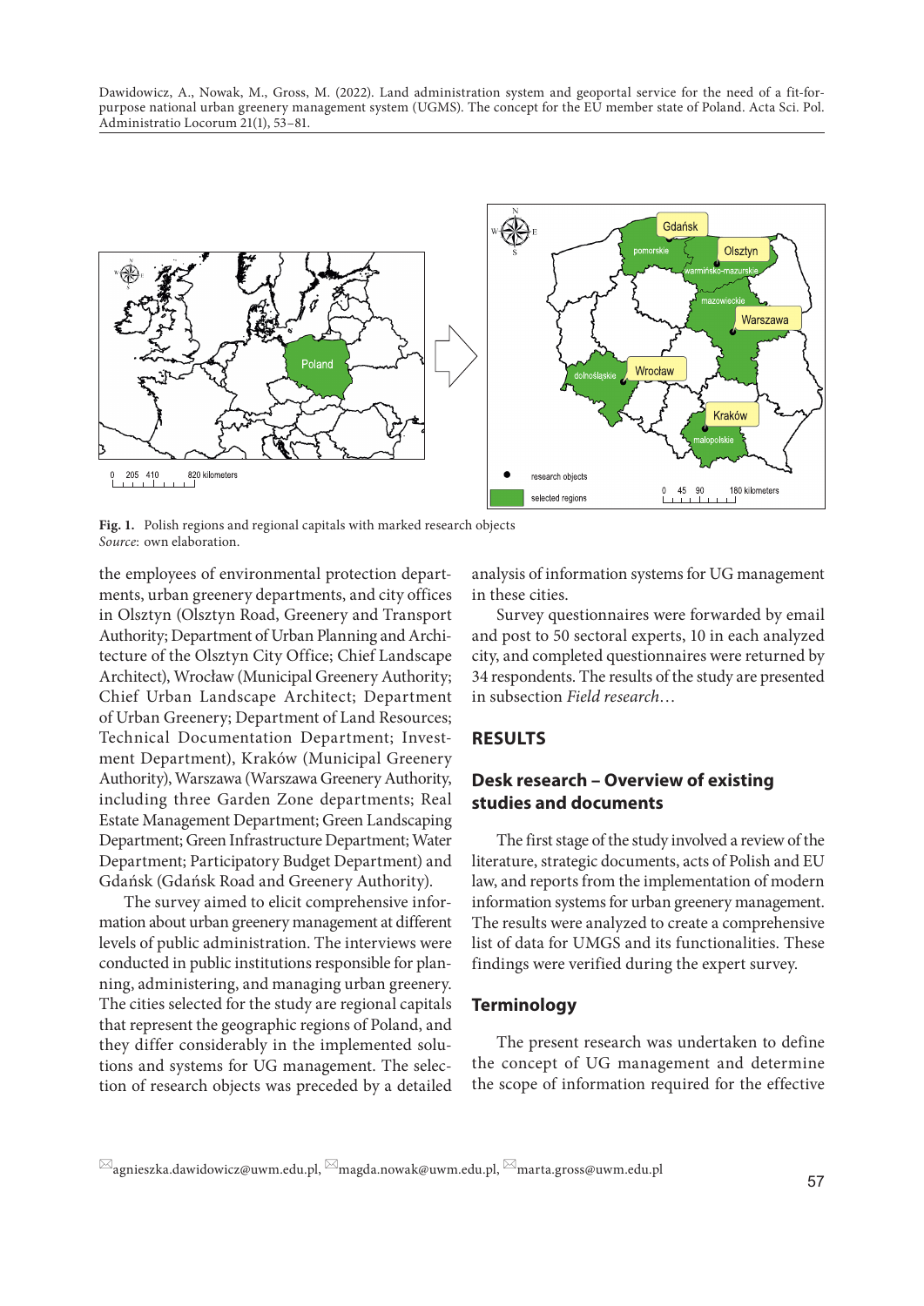Fig. 1. Polish regions and regional capitals with marked research objects
*Source*: own elaboration.

the employees of environmental protection departments, urban greenery departments, and city offices in Olsztyn (Olsztyn Road, Greenery and Transport Authority; Department of Urban Planning and Architecture of the Olsztyn City Office; Chief Landscape Architect), Wrocław (Municipal Greenery Authority; Chief Urban Landscape Architect; Department of Urban Greenery; Department of Land Resources; Technical Documentation Department; Investment Department), Kraków (Municipal Greenery Authority), Warszawa (Warszawa Greenery Authority, including three Garden Zone departments; Real Estate Management Department; Green Landscaping Department; Green Infrastructure Department; Water Department; Participatory Budget Department) and Gdańsk (Gdańsk Road and Greenery Authority).

The survey aimed to elicit comprehensive information about urban greenery management at different levels of public administration. The interviews were conducted in public institutions responsible for planning, administering, and managing urban greenery. The cities selected for the study are regional capitals that represent the geographic regions of Poland, and they differ considerably in the implemented solutions and systems for UG management. The selection of research objects was preceded by a detailed analysis of information systems for UG management in these cities.

Survey questionnaires were forwarded by email and post to 50 sectoral experts, 10 in each analyzed city, and completed questionnaires were returned by 34 respondents. The results of the study are presented in subsection *Field research…*

## RESULTS

### Desk research – Overview of existing studies and documents

The first stage of the study involved a review of the literature, strategic documents, acts of Polish and EU law, and reports from the implementation of modern information systems for urban greenery management. The results were analyzed to create a comprehensive list of data for UMGS and its functionalities. These findings were verified during the expert survey.

### Terminology

The present research was undertaken to define the concept of UG management and determine the scope of information required for the effective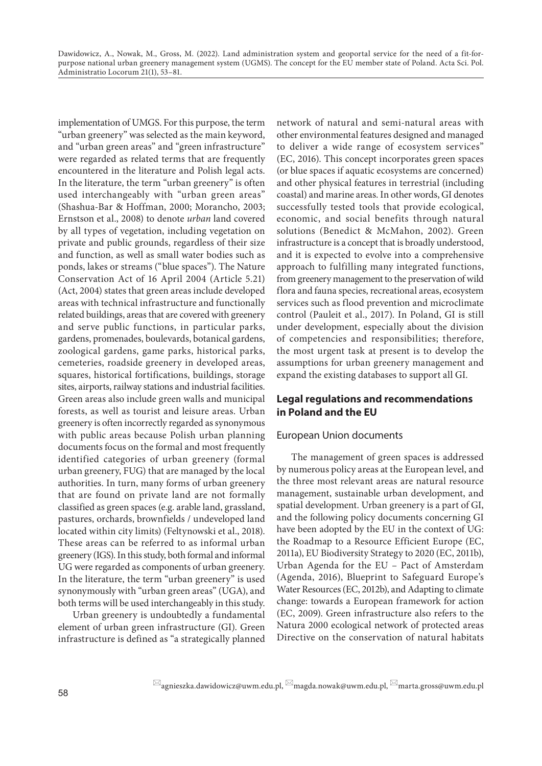implementation of UMGS. For this purpose, the term "urban greenery" was selected as the main keyword, and "urban green areas" and "green infrastructure" were regarded as related terms that are frequently encountered in the literature and Polish legal acts. In the literature, the term "urban greenery" is often used interchangeably with "urban green areas" (Shashua-Bar & Hoffman, 2000; Morancho, 2003; Ernstson et al., 2008) to denote *urban* land covered by all types of vegetation, including vegetation on private and public grounds, regardless of their size and function, as well as small water bodies such as ponds, lakes or streams ("blue spaces"). The Nature Conservation Act of 16 April 2004 (Article 5.21) (Act, 2004) states that green areas include developed areas with technical infrastructure and functionally related buildings, areas that are covered with greenery and serve public functions, in particular parks, gardens, promenades, boulevards, botanical gardens, zoological gardens, game parks, historical parks, cemeteries, roadside greenery in developed areas, squares, historical fortifications, buildings, storage sites, airports, railway stations and industrial facilities. Green areas also include green walls and municipal forests, as well as tourist and leisure areas. Urban greenery is often incorrectly regarded as synonymous with public areas because Polish urban planning documents focus on the formal and most frequently identified categories of urban greenery (formal urban greenery, FUG) that are managed by the local authorities. In turn, many forms of urban greenery that are found on private land are not formally classified as green spaces (e.g. arable land, grassland, pastures, orchards, brownfields / undeveloped land located within city limits) (Feltynowski et al., 2018). These areas can be referred to as informal urban greenery (IGS). In this study, both formal and informal UG were regarded as components of urban greenery. In the literature, the term "urban greenery" is used synonymously with "urban green areas" (UGA), and both terms will be used interchangeably in this study.

Urban greenery is undoubtedly a fundamental element of urban green infrastructure (GI). Green infrastructure is defined as "a strategically planned network of natural and semi-natural areas with other environmental features designed and managed to deliver a wide range of ecosystem services" (EC, 2016). This concept incorporates green spaces (or blue spaces if aquatic ecosystems are concerned) and other physical features in terrestrial (including coastal) and marine areas. In other words, GI denotes successfully tested tools that provide ecological, economic, and social benefits through natural solutions (Benedict & McMahon, 2002). Green infrastructure is a concept that is broadly understood, and it is expected to evolve into a comprehensive approach to fulfilling many integrated functions, from greenery management to the preservation of wild flora and fauna species, recreational areas, ecosystem services such as flood prevention and microclimate control (Pauleit et al., 2017). In Poland, GI is still under development, especially about the division of competencies and responsibilities; therefore, the most urgent task at present is to develop the assumptions for urban greenery management and expand the existing databases to support all GI.

## Legal regulations and recommendations in Poland and the EU

### European Union documents

The management of green spaces is addressed by numerous policy areas at the European level, and the three most relevant areas are natural resource management, sustainable urban development, and spatial development. Urban greenery is a part of GI, and the following policy documents concerning GI have been adopted by the EU in the context of UG: the Roadmap to a Resource Efficient Europe (EC, 2011a), EU Biodiversity Strategy to 2020 (EC, 2011b), Urban Agenda for the EU – Pact of Amsterdam (Agenda, 2016), Blueprint to Safeguard Europe's Water Resources (EC, 2012b), and Adapting to climate change: towards a European framework for action (EC, 2009). Green infrastructure also refers to the Natura 2000 ecological network of protected areas Directive on the conservation of natural habitats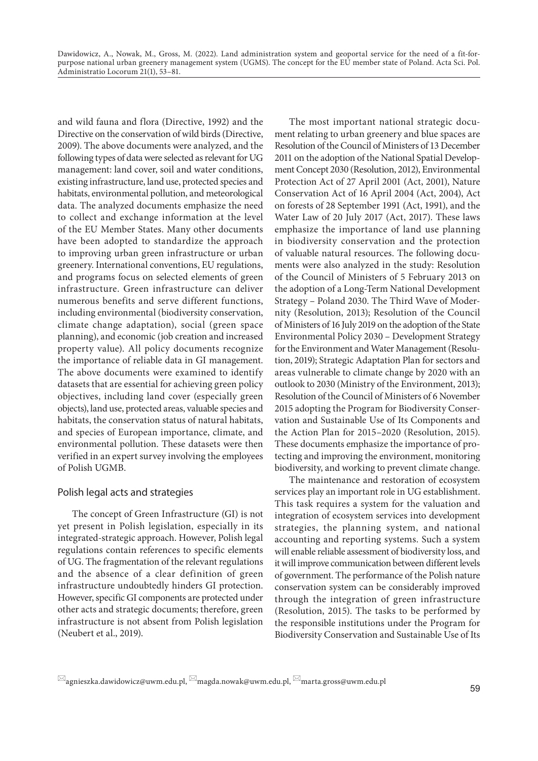and wild fauna and flora (Directive, 1992) and the Directive on the conservation of wild birds (Directive, 2009). The above documents were analyzed, and the following types of data were selected as relevant for UG management: land cover, soil and water conditions, existing infrastructure, land use, protected species and habitats, environmental pollution, and meteorological data. The analyzed documents emphasize the need to collect and exchange information at the level of the EU Member States. Many other documents have been adopted to standardize the approach to improving urban green infrastructure or urban greenery. International conventions, EU regulations, and programs focus on selected elements of green infrastructure. Green infrastructure can deliver numerous benefits and serve different functions, including environmental (biodiversity conservation, climate change adaptation), social (green space planning), and economic (job creation and increased property value). All policy documents recognize the importance of reliable data in GI management. The above documents were examined to identify datasets that are essential for achieving green policy objectives, including land cover (especially green objects), land use, protected areas, valuable species and habitats, the conservation status of natural habitats, and species of European importance, climate, and environmental pollution. These datasets were then verified in an expert survey involving the employees of Polish UGMB.

## Polish legal acts and strategies

The concept of Green Infrastructure (GI) is not yet present in Polish legislation, especially in its integrated-strategic approach. However, Polish legal regulations contain references to specific elements of UG. The fragmentation of the relevant regulations and the absence of a clear definition of green infrastructure undoubtedly hinders GI protection. However, specific GI components are protected under other acts and strategic documents; therefore, green infrastructure is not absent from Polish legislation (Neubert et al., 2019).

The most important national strategic document relating to urban greenery and blue spaces are Resolution of the Council of Ministers of 13 December 2011 on the adoption of the National Spatial Development Concept 2030 (Resolution, 2012), Environmental Protection Act of 27 April 2001 (Act, 2001), Nature Conservation Act of 16 April 2004 (Act, 2004), Act on forests of 28 September 1991 (Act, 1991), and the Water Law of 20 July 2017 (Act, 2017). These laws emphasize the importance of land use planning in biodiversity conservation and the protection of valuable natural resources. The following documents were also analyzed in the study: Resolution of the Council of Ministers of 5 February 2013 on the adoption of a Long-Term National Development Strategy – Poland 2030. The Third Wave of Modernity (Resolution, 2013); Resolution of the Council of Ministers of 16 July 2019 on the adoption of the State Environmental Policy 2030 – Development Strategy for the Environment and Water Management (Resolution, 2019); Strategic Adaptation Plan for sectors and areas vulnerable to climate change by 2020 with an outlook to 2030 (Ministry of the Environment, 2013); Resolution of the Council of Ministers of 6 November 2015 adopting the Program for Biodiversity Conservation and Sustainable Use of Its Components and the Action Plan for 2015–2020 (Resolution, 2015). These documents emphasize the importance of protecting and improving the environment, monitoring biodiversity, and working to prevent climate change.

The maintenance and restoration of ecosystem services play an important role in UG establishment. This task requires a system for the valuation and integration of ecosystem services into development strategies, the planning system, and national accounting and reporting systems. Such a system will enable reliable assessment of biodiversity loss, and it will improve communication between different levels of government. The performance of the Polish nature conservation system can be considerably improved through the integration of green infrastructure (Resolution, 2015). The tasks to be performed by the responsible institutions under the Program for Biodiversity Conservation and Sustainable Use of Its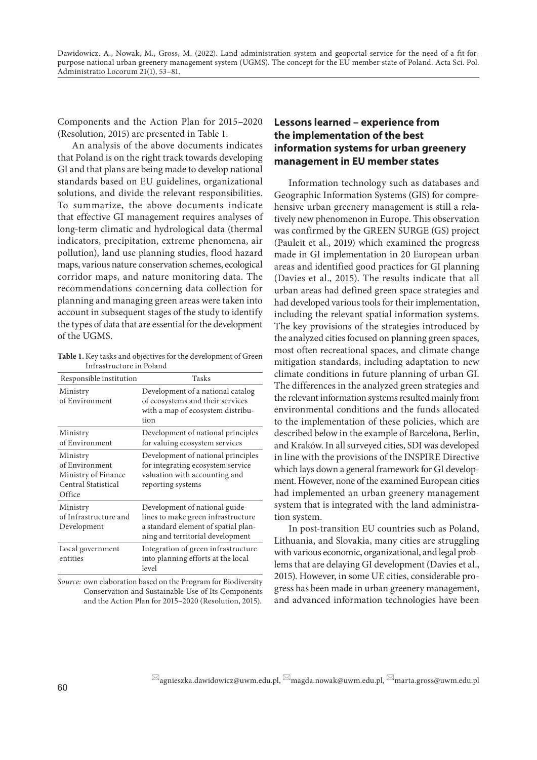Components and the Action Plan for 2015–2020 (Resolution, 2015) are presented in Table 1.

An analysis of the above documents indicates that Poland is on the right track towards developing GI and that plans are being made to develop national standards based on EU guidelines, organizational solutions, and divide the relevant responsibilities. To summarize, the above documents indicate that effective GI management requires analyses of long-term climatic and hydrological data (thermal indicators, precipitation, extreme phenomena, air pollution), land use planning studies, flood hazard maps, various nature conservation schemes, ecological corridor maps, and nature monitoring data. The recommendations concerning data collection for planning and managing green areas were taken into account in subsequent stages of the study to identify the types of data that are essential for the development of the UGMS.

**Table 1.** Key tasks and objectives for the development of Green Infrastructure in Poland

| Responsible institution | Tasks |
|---|---|
| Ministry of Environment | Development of a national catalog of ecosystems and their services with a map of ecosystem distribution |
| Ministry of Environment | Development of national principles for valuing ecosystem services |
| Ministry of Environment<br>Ministry of Finance<br>Central Statistical Office | Development of national principles for integrating ecosystem service valuation with accounting and reporting systems |
| Ministry of Infrastructure and Development | Development of national guidelines to make green infrastructure a standard element of spatial planning and territorial development |
| Local government entities | Integration of green infrastructure into planning efforts at the local level |

*Source:* own elaboration based on the Program for Biodiversity Conservation and Sustainable Use of Its Components and the Action Plan for 2015–2020 (Resolution, 2015).

## Lessons learned – experience from the implementation of the best information systems for urban greenery management in EU member states

Information technology such as databases and Geographic Information Systems (GIS) for comprehensive urban greenery management is still a relatively new phenomenon in Europe. This observation was confirmed by the GREEN SURGE (GS) project (Pauleit et al., 2019) which examined the progress made in GI implementation in 20 European urban areas and identified good practices for GI planning (Davies et al., 2015). The results indicate that all urban areas had defined green space strategies and had developed various tools for their implementation, including the relevant spatial information systems. The key provisions of the strategies introduced by the analyzed cities focused on planning green spaces, most often recreational spaces, and climate change mitigation standards, including adaptation to new climate conditions in future planning of urban GI. The differences in the analyzed green strategies and the relevant information systems resulted mainly from environmental conditions and the funds allocated to the implementation of these policies, which are described below in the example of Barcelona, Berlin, and Kraków. In all surveyed cities, SDI was developed in line with the provisions of the INSPIRE Directive which lays down a general framework for GI development. However, none of the examined European cities had implemented an urban greenery management system that is integrated with the land administration system.

In post-transition EU countries such as Poland, Lithuania, and Slovakia, many cities are struggling with various economic, organizational, and legal problems that are delaying GI development (Davies et al., 2015). However, in some UE cities, considerable progress has been made in urban greenery management, and advanced information technologies have been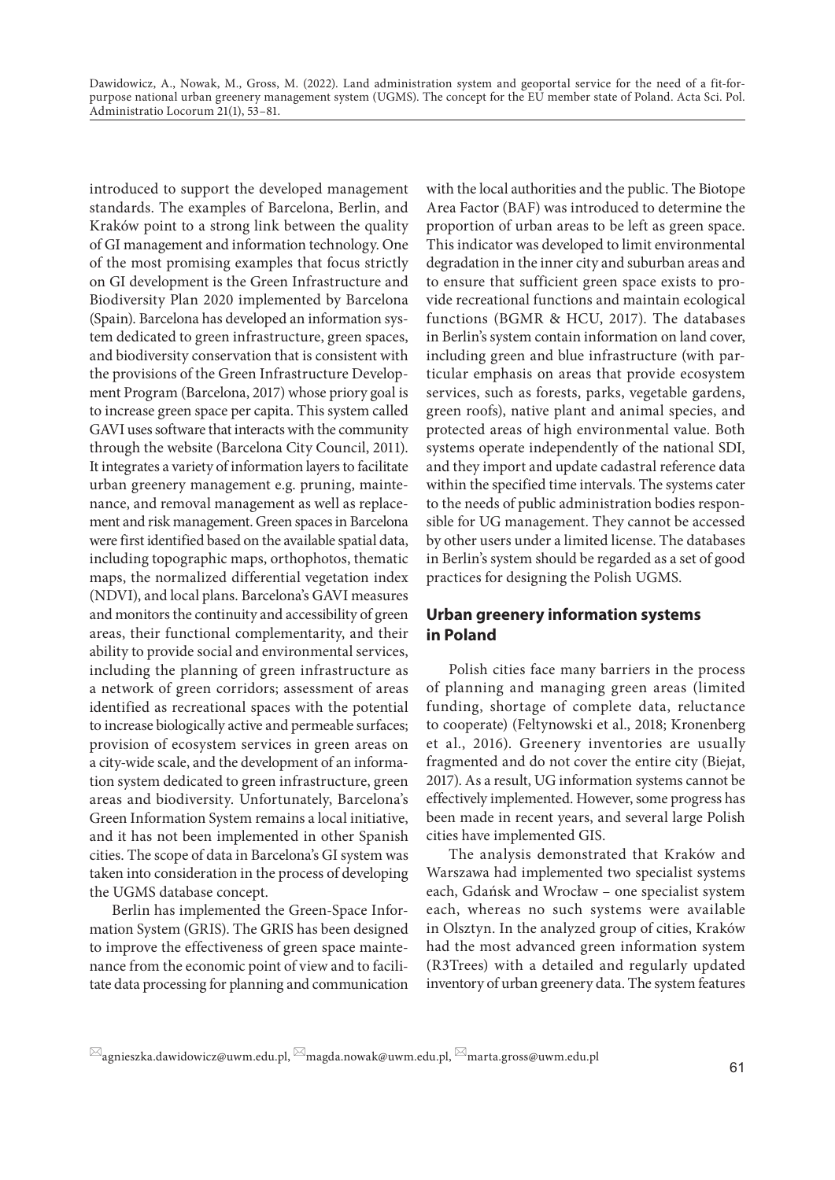introduced to support the developed management standards. The examples of Barcelona, Berlin, and Kraków point to a strong link between the quality of GI management and information technology. One of the most promising examples that focus strictly on GI development is the Green Infrastructure and Biodiversity Plan 2020 implemented by Barcelona (Spain). Barcelona has developed an information system dedicated to green infrastructure, green spaces, and biodiversity conservation that is consistent with the provisions of the Green Infrastructure Development Program (Barcelona, 2017) whose priory goal is to increase green space per capita. This system called GAVI uses software that interacts with the community through the website (Barcelona City Council, 2011). It integrates a variety of information layers to facilitate urban greenery management e.g. pruning, maintenance, and removal management as well as replacement and risk management. Green spaces in Barcelona were first identified based on the available spatial data, including topographic maps, orthophotos, thematic maps, the normalized differential vegetation index (NDVI), and local plans. Barcelona's GAVI measures and monitors the continuity and accessibility of green areas, their functional complementarity, and their ability to provide social and environmental services, including the planning of green infrastructure as a network of green corridors; assessment of areas identified as recreational spaces with the potential to increase biologically active and permeable surfaces; provision of ecosystem services in green areas on a city-wide scale, and the development of an information system dedicated to green infrastructure, green areas and biodiversity. Unfortunately, Barcelona's Green Information System remains a local initiative, and it has not been implemented in other Spanish cities. The scope of data in Barcelona's GI system was taken into consideration in the process of developing the UGMS database concept.

Berlin has implemented the Green-Space Information System (GRIS). The GRIS has been designed to improve the effectiveness of green space maintenance from the economic point of view and to facilitate data processing for planning and communication with the local authorities and the public. The Biotope Area Factor (BAF) was introduced to determine the proportion of urban areas to be left as green space. This indicator was developed to limit environmental degradation in the inner city and suburban areas and to ensure that sufficient green space exists to provide recreational functions and maintain ecological functions (BGMR & HCU, 2017). The databases in Berlin's system contain information on land cover, including green and blue infrastructure (with particular emphasis on areas that provide ecosystem services, such as forests, parks, vegetable gardens, green roofs), native plant and animal species, and protected areas of high environmental value. Both systems operate independently of the national SDI, and they import and update cadastral reference data within the specified time intervals. The systems cater to the needs of public administration bodies responsible for UG management. They cannot be accessed by other users under a limited license. The databases in Berlin's system should be regarded as a set of good practices for designing the Polish UGMS.

## Urban greenery information systems in Poland

Polish cities face many barriers in the process of planning and managing green areas (limited funding, shortage of complete data, reluctance to cooperate) (Feltynowski et al., 2018; Kronenberg et al., 2016). Greenery inventories are usually fragmented and do not cover the entire city (Biejat, 2017). As a result, UG information systems cannot be effectively implemented. However, some progress has been made in recent years, and several large Polish cities have implemented GIS.

The analysis demonstrated that Kraków and Warszawa had implemented two specialist systems each, Gdańsk and Wrocław – one specialist system each, whereas no such systems were available in Olsztyn. In the analyzed group of cities, Kraków had the most advanced green information system (R3Trees) with a detailed and regularly updated inventory of urban greenery data. The system features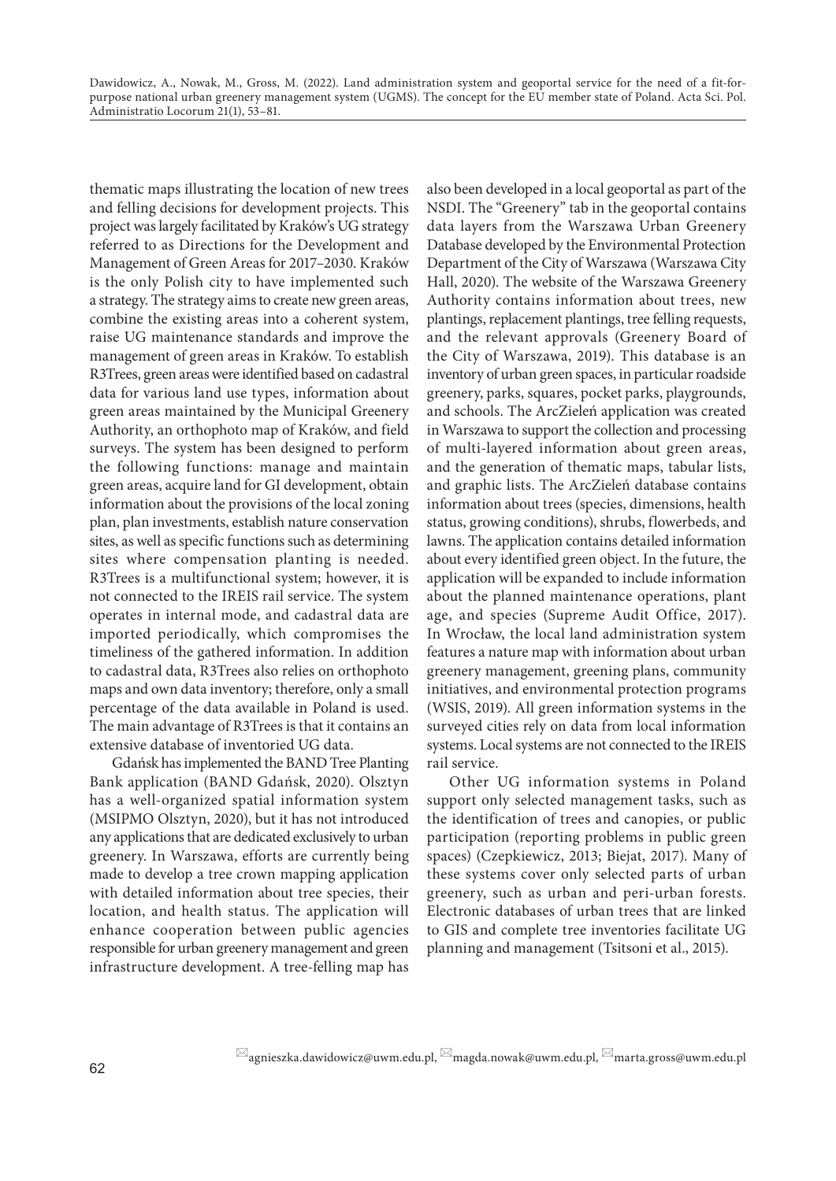thematic maps illustrating the location of new trees and felling decisions for development projects. This project was largely facilitated by Kraków's UG strategy referred to as Directions for the Development and Management of Green Areas for 2017–2030. Kraków is the only Polish city to have implemented such a strategy. The strategy aims to create new green areas, combine the existing areas into a coherent system, raise UG maintenance standards and improve the management of green areas in Kraków. To establish R3Trees, green areas were identified based on cadastral data for various land use types, information about green areas maintained by the Municipal Greenery Authority, an orthophoto map of Kraków, and field surveys. The system has been designed to perform the following functions: manage and maintain green areas, acquire land for GI development, obtain information about the provisions of the local zoning plan, plan investments, establish nature conservation sites, as well as specific functions such as determining sites where compensation planting is needed. R3Trees is a multifunctional system; however, it is not connected to the IREIS rail service. The system operates in internal mode, and cadastral data are imported periodically, which compromises the timeliness of the gathered information. In addition to cadastral data, R3Trees also relies on orthophoto maps and own data inventory; therefore, only a small percentage of the data available in Poland is used. The main advantage of R3Trees is that it contains an extensive database of inventoried UG data.

Gdańsk has implemented the BAND Tree Planting Bank application (BAND Gdańsk, 2020). Olsztyn has a well-organized spatial information system (MSIPMO Olsztyn, 2020), but it has not introduced any applications that are dedicated exclusively to urban greenery. In Warszawa, efforts are currently being made to develop a tree crown mapping application with detailed information about tree species, their location, and health status. The application will enhance cooperation between public agencies responsible for urban greenery management and green infrastructure development. A tree-felling map has also been developed in a local geoportal as part of the NSDI. The "Greenery" tab in the geoportal contains data layers from the Warszawa Urban Greenery Database developed by the Environmental Protection Department of the City of Warszawa (Warszawa City Hall, 2020). The website of the Warszawa Greenery Authority contains information about trees, new plantings, replacement plantings, tree felling requests, and the relevant approvals (Greenery Board of the City of Warszawa, 2019). This database is an inventory of urban green spaces, in particular roadside greenery, parks, squares, pocket parks, playgrounds, and schools. The ArcZieleń application was created in Warszawa to support the collection and processing of multi-layered information about green areas, and the generation of thematic maps, tabular lists, and graphic lists. The ArcZieleń database contains information about trees (species, dimensions, health status, growing conditions), shrubs, flowerbeds, and lawns. The application contains detailed information about every identified green object. In the future, the application will be expanded to include information about the planned maintenance operations, plant age, and species (Supreme Audit Office, 2017). In Wrocław, the local land administration system features a nature map with information about urban greenery management, greening plans, community initiatives, and environmental protection programs (WSIS, 2019). All green information systems in the surveyed cities rely on data from local information systems. Local systems are not connected to the IREIS rail service.

Other UG information systems in Poland support only selected management tasks, such as the identification of trees and canopies, or public participation (reporting problems in public green spaces) (Czepkiewicz, 2013; Biejat, 2017). Many of these systems cover only selected parts of urban greenery, such as urban and peri-urban forests. Electronic databases of urban trees that are linked to GIS and complete tree inventories facilitate UG planning and management (Tsitsoni et al., 2015).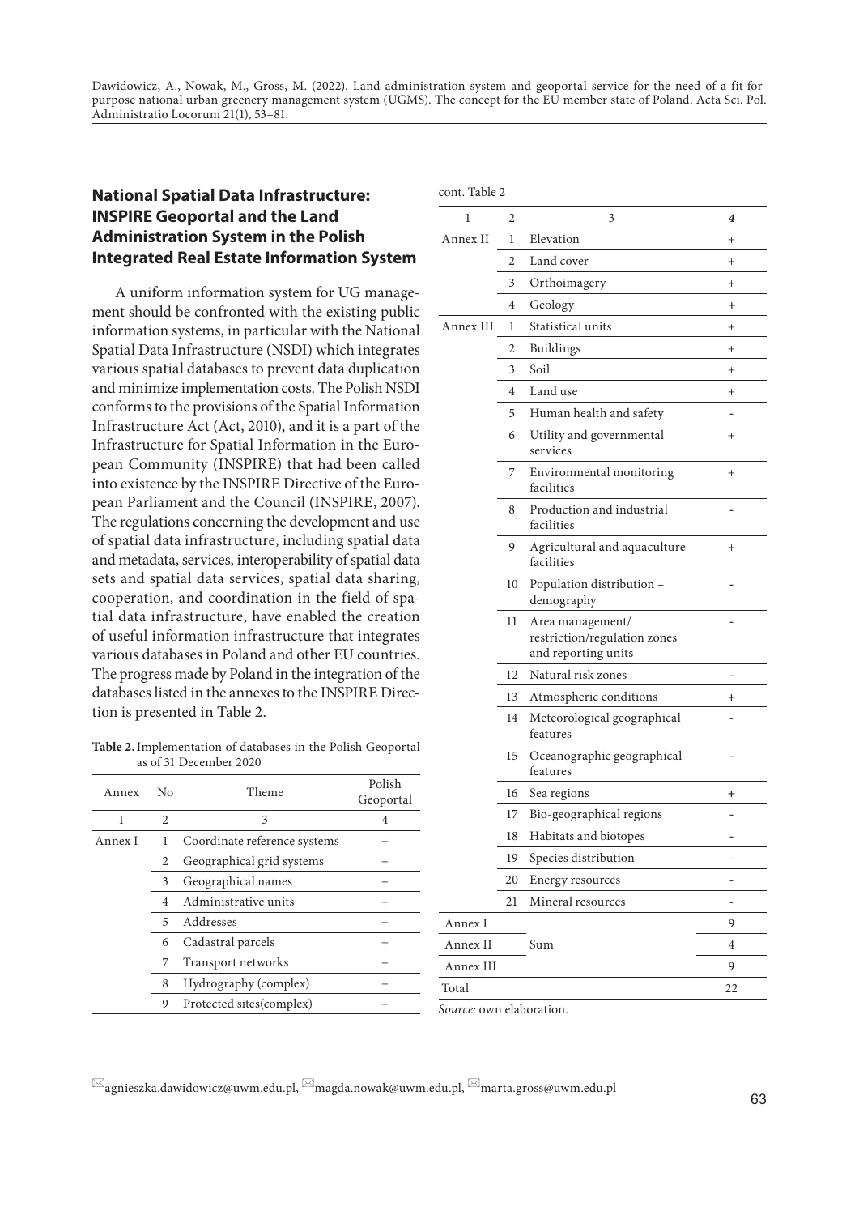## National Spatial Data Infrastructure: INSPIRE Geoportal and the Land Administration System in the Polish Integrated Real Estate Information System

A uniform information system for UG management should be confronted with the existing public information systems, in particular with the National Spatial Data Infrastructure (NSDI) which integrates various spatial databases to prevent data duplication and minimize implementation costs. The Polish NSDI conforms to the provisions of the Spatial Information Infrastructure Act (Act, 2010), and it is a part of the Infrastructure for Spatial Information in the European Community (INSPIRE) that had been called into existence by the INSPIRE Directive of the European Parliament and the Council (INSPIRE, 2007). The regulations concerning the development and use of spatial data infrastructure, including spatial data and metadata, services, interoperability of spatial data sets and spatial data services, spatial data sharing, cooperation, and coordination in the field of spatial data infrastructure, have enabled the creation of useful information infrastructure that integrates various databases in Poland and other EU countries. The progress made by Poland in the integration of the databases listed in the annexes to the INSPIRE Direction is presented in Table 2.

**Table 2.** Implementation of databases in the Polish Geoportal as of 31 December 2020

| Annex | No | Theme | Polish Geoportal |
|---|---|---|---|
| 1 | 2 | 3 | 4 |
| Annex I | 1 | Coordinate reference systems | + |
| | 2 | Geographical grid systems | + |
| | 3 | Geographical names | + |
| | 4 | Administrative units | + |
| | 5 | Addresses | + |
| | 6 | Cadastral parcels | + |
| | 7 | Transport networks | + |
| | 8 | Hydrography (complex) | + |
| | 9 | Protected sites(complex) | + |
| Annex II | 1 | Elevation | + |
| | 2 | Land cover | + |
| | 3 | Orthoimagery | + |
| | 4 | Geology | + |
| Annex III | 1 | Statistical units | + |
| | 2 | Buildings | + |
| | 3 | Soil | + |
| | 4 | Land use | + |
| | 5 | Human health and safety | - |
| | 6 | Utility and governmental services | + |
| | 7 | Environmental monitoring facilities | + |
| | 8 | Production and industrial facilities | - |
| | 9 | Agricultural and aquaculture facilities | + |
| | 10 | Population distribution – demography | - |
| | 11 | Area management/ restriction/regulation zones and reporting units | - |
| | 12 | Natural risk zones | - |
| | 13 | Atmospheric conditions | + |
| | 14 | Meteorological geographical features | - |
| | 15 | Oceanographic geographical features | - |
| | 16 | Sea regions | + |
| | 17 | Bio-geographical regions | - |
| | 18 | Habitats and biotopes | - |
| | 19 | Species distribution | - |
| | 20 | Energy resources | - |
| | 21 | Mineral resources | - |
| Annex I | | Sum | 9 |
| Annex II | | | 4 |
| Annex III | | | 9 |
| Total | | | 22 |

*Source:* own elaboration.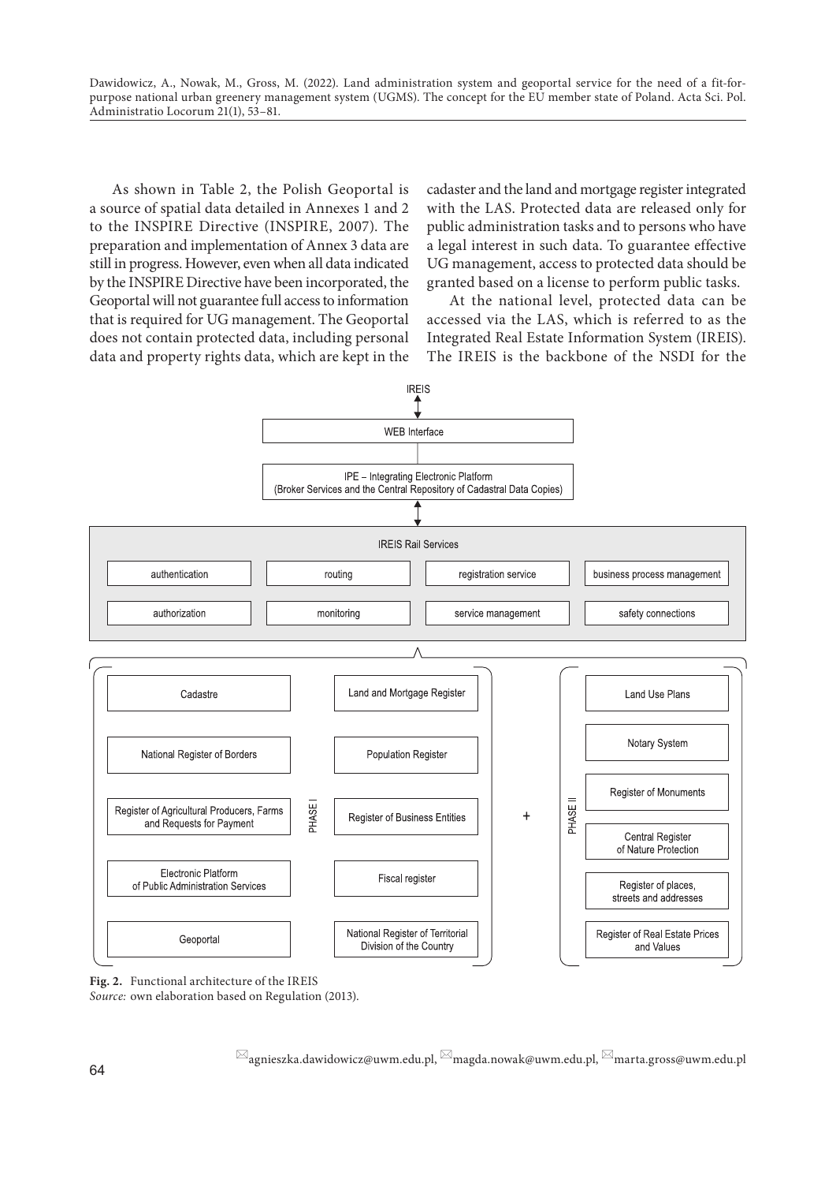As shown in Table 2, the Polish Geoportal is a source of spatial data detailed in Annexes 1 and 2 to the INSPIRE Directive (INSPIRE, 2007). The preparation and implementation of Annex 3 data are still in progress. However, even when all data indicated by the INSPIRE Directive have been incorporated, the Geoportal will not guarantee full access to information that is required for UG management. The Geoportal does not contain protected data, including personal data and property rights data, which are kept in the cadaster and the land and mortgage register integrated with the LAS. Protected data are released only for public administration tasks and to persons who have a legal interest in such data. To guarantee effective UG management, access to protected data should be granted based on a license to perform public tasks.

At the national level, protected data can be accessed via the LAS, which is referred to as the Integrated Real Estate Information System (IREIS). The IREIS is the backbone of the NSDI for the

IREIS

WEB Interface

IPE – Integrating Electronic Platform (Broker Services and the Central Repository of Cadastral Data Copies)

IREIS Rail Services

| authentication | routing | registration service | business process management |
|---|---|---|---|
| authorization | monitoring | service management | safety connections |

PHASE I:

- Cadastre
- Land and Mortgage Register
- National Register of Borders
- Population Register
- Register of Agricultural Producers, Farms and Requests for Payment
- Register of Business Entities
- Electronic Platform of Public Administration Services
- Fiscal register
- Geoportal
- National Register of Territorial Division of the Country

+

PHASE II:

- Land Use Plans
- Notary System
- Register of Monuments
- Central Register of Nature Protection
- Register of places, streets and addresses
- Register of Real Estate Prices and Values

**Fig. 2.** Functional architecture of the IREIS
*Source:* own elaboration based on Regulation (2013).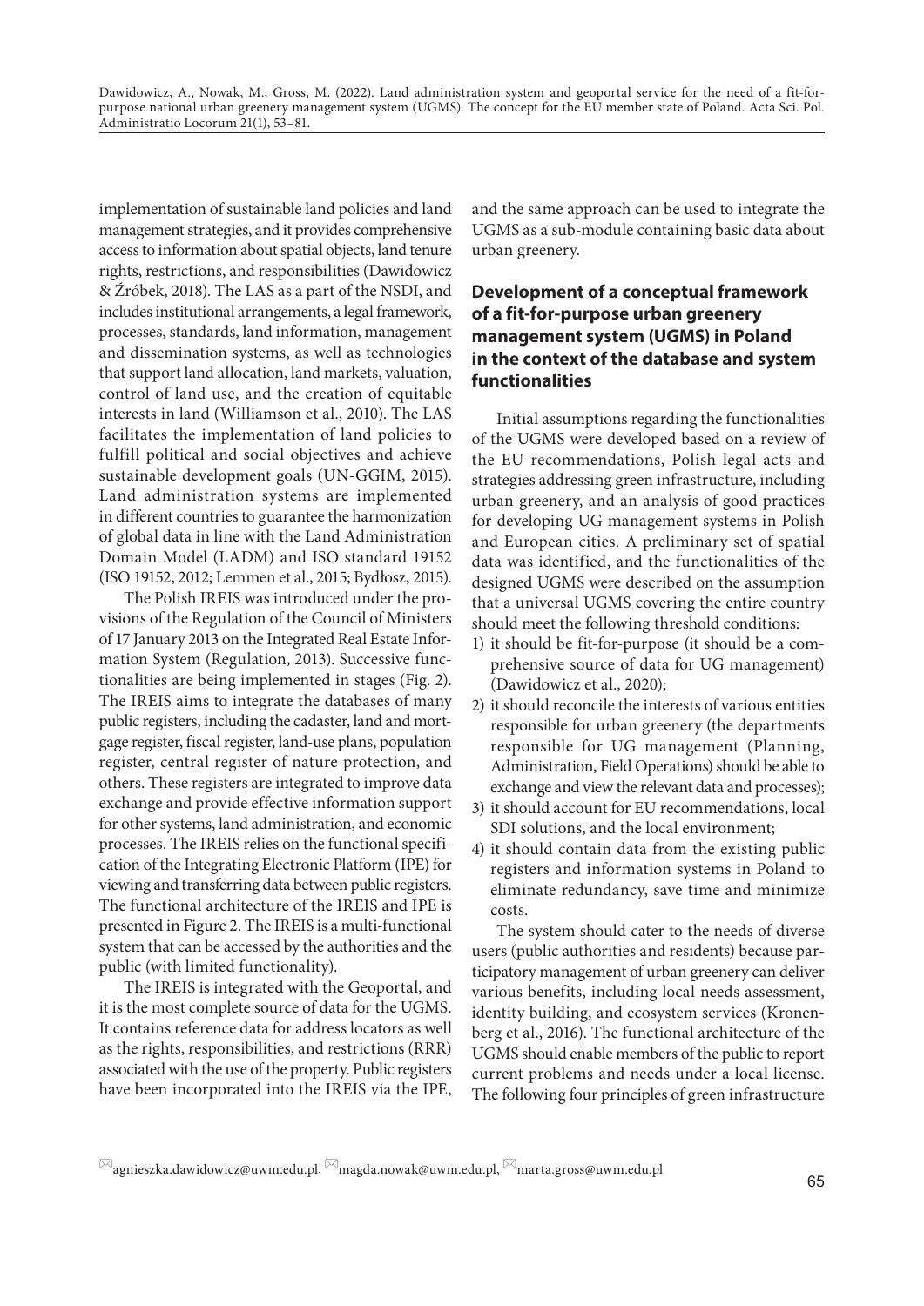implementation of sustainable land policies and land management strategies, and it provides comprehensive access to information about spatial objects, land tenure rights, restrictions, and responsibilities (Dawidowicz & Źróbek, 2018). The LAS as a part of the NSDI, and includes institutional arrangements, a legal framework, processes, standards, land information, management and dissemination systems, as well as technologies that support land allocation, land markets, valuation, control of land use, and the creation of equitable interests in land (Williamson et al., 2010). The LAS facilitates the implementation of land policies to fulfill political and social objectives and achieve sustainable development goals (UN-GGIM, 2015). Land administration systems are implemented in different countries to guarantee the harmonization of global data in line with the Land Administration Domain Model (LADM) and ISO standard 19152 (ISO 19152, 2012; Lemmen et al., 2015; Bydłosz, 2015).

The Polish IREIS was introduced under the provisions of the Regulation of the Council of Ministers of 17 January 2013 on the Integrated Real Estate Information System (Regulation, 2013). Successive functionalities are being implemented in stages (Fig. 2). The IREIS aims to integrate the databases of many public registers, including the cadaster, land and mortgage register, fiscal register, land-use plans, population register, central register of nature protection, and others. These registers are integrated to improve data exchange and provide effective information support for other systems, land administration, and economic processes. The IREIS relies on the functional specification of the Integrating Electronic Platform (IPE) for viewing and transferring data between public registers. The functional architecture of the IREIS and IPE is presented in Figure 2. The IREIS is a multi-functional system that can be accessed by the authorities and the public (with limited functionality).

The IREIS is integrated with the Geoportal, and it is the most complete source of data for the UGMS. It contains reference data for address locators as well as the rights, responsibilities, and restrictions (RRR) associated with the use of the property. Public registers have been incorporated into the IREIS via the IPE, and the same approach can be used to integrate the UGMS as a sub-module containing basic data about urban greenery.

## Development of a conceptual framework of a fit-for-purpose urban greenery management system (UGMS) in Poland in the context of the database and system functionalities

Initial assumptions regarding the functionalities of the UGMS were developed based on a review of the EU recommendations, Polish legal acts and strategies addressing green infrastructure, including urban greenery, and an analysis of good practices for developing UG management systems in Polish and European cities. A preliminary set of spatial data was identified, and the functionalities of the designed UGMS were described on the assumption that a universal UGMS covering the entire country should meet the following threshold conditions:

1) it should be fit-for-purpose (it should be a comprehensive source of data for UG management) (Dawidowicz et al., 2020);
2) it should reconcile the interests of various entities responsible for urban greenery (the departments responsible for UG management (Planning, Administration, Field Operations) should be able to exchange and view the relevant data and processes);
3) it should account for EU recommendations, local SDI solutions, and the local environment;
4) it should contain data from the existing public registers and information systems in Poland to eliminate redundancy, save time and minimize costs.

The system should cater to the needs of diverse users (public authorities and residents) because participatory management of urban greenery can deliver various benefits, including local needs assessment, identity building, and ecosystem services (Kronenberg et al., 2016). The functional architecture of the UGMS should enable members of the public to report current problems and needs under a local license. The following four principles of green infrastructure

✉agnieszka.dawidowicz@uwm.edu.pl, ✉magda.nowak@uwm.edu.pl, ✉marta.gross@uwm.edu.pl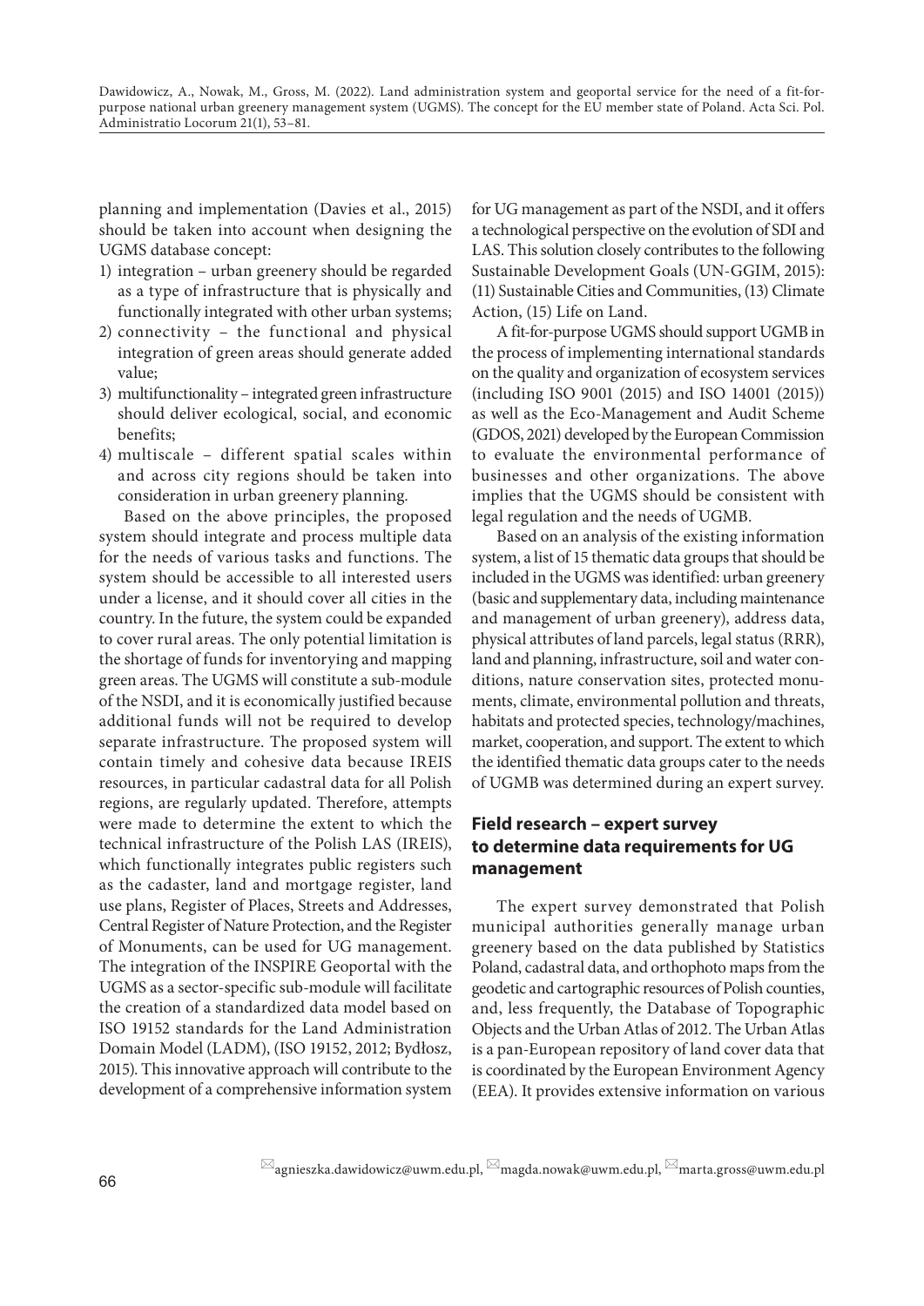planning and implementation (Davies et al., 2015) should be taken into account when designing the UGMS database concept:

1) integration – urban greenery should be regarded as a type of infrastructure that is physically and functionally integrated with other urban systems;
2) connectivity – the functional and physical integration of green areas should generate added value;
3) multifunctionality – integrated green infrastructure should deliver ecological, social, and economic benefits;
4) multiscale – different spatial scales within and across city regions should be taken into consideration in urban greenery planning.

Based on the above principles, the proposed system should integrate and process multiple data for the needs of various tasks and functions. The system should be accessible to all interested users under a license, and it should cover all cities in the country. In the future, the system could be expanded to cover rural areas. The only potential limitation is the shortage of funds for inventorying and mapping green areas. The UGMS will constitute a sub-module of the NSDI, and it is economically justified because additional funds will not be required to develop separate infrastructure. The proposed system will contain timely and cohesive data because IREIS resources, in particular cadastral data for all Polish regions, are regularly updated. Therefore, attempts were made to determine the extent to which the technical infrastructure of the Polish LAS (IREIS), which functionally integrates public registers such as the cadaster, land and mortgage register, land use plans, Register of Places, Streets and Addresses, Central Register of Nature Protection, and the Register of Monuments, can be used for UG management. The integration of the INSPIRE Geoportal with the UGMS as a sector-specific sub-module will facilitate the creation of a standardized data model based on ISO 19152 standards for the Land Administration Domain Model (LADM), (ISO 19152, 2012; Bydłosz, 2015). This innovative approach will contribute to the development of a comprehensive information system for UG management as part of the NSDI, and it offers a technological perspective on the evolution of SDI and LAS. This solution closely contributes to the following Sustainable Development Goals (UN-GGIM, 2015): (11) Sustainable Cities and Communities, (13) Climate Action, (15) Life on Land.

A fit-for-purpose UGMS should support UGMB in the process of implementing international standards on the quality and organization of ecosystem services (including ISO 9001 (2015) and ISO 14001 (2015)) as well as the Eco-Management and Audit Scheme (GDOS, 2021) developed by the European Commission to evaluate the environmental performance of businesses and other organizations. The above implies that the UGMS should be consistent with legal regulation and the needs of UGMB.

Based on an analysis of the existing information system, a list of 15 thematic data groups that should be included in the UGMS was identified: urban greenery (basic and supplementary data, including maintenance and management of urban greenery), address data, physical attributes of land parcels, legal status (RRR), land and planning, infrastructure, soil and water conditions, nature conservation sites, protected monuments, climate, environmental pollution and threats, habitats and protected species, technology/machines, market, cooperation, and support. The extent to which the identified thematic data groups cater to the needs of UGMB was determined during an expert survey.

## Field research – expert survey to determine data requirements for UG management

The expert survey demonstrated that Polish municipal authorities generally manage urban greenery based on the data published by Statistics Poland, cadastral data, and orthophoto maps from the geodetic and cartographic resources of Polish counties, and, less frequently, the Database of Topographic Objects and the Urban Atlas of 2012. The Urban Atlas is a pan-European repository of land cover data that is coordinated by the European Environment Agency (EEA). It provides extensive information on various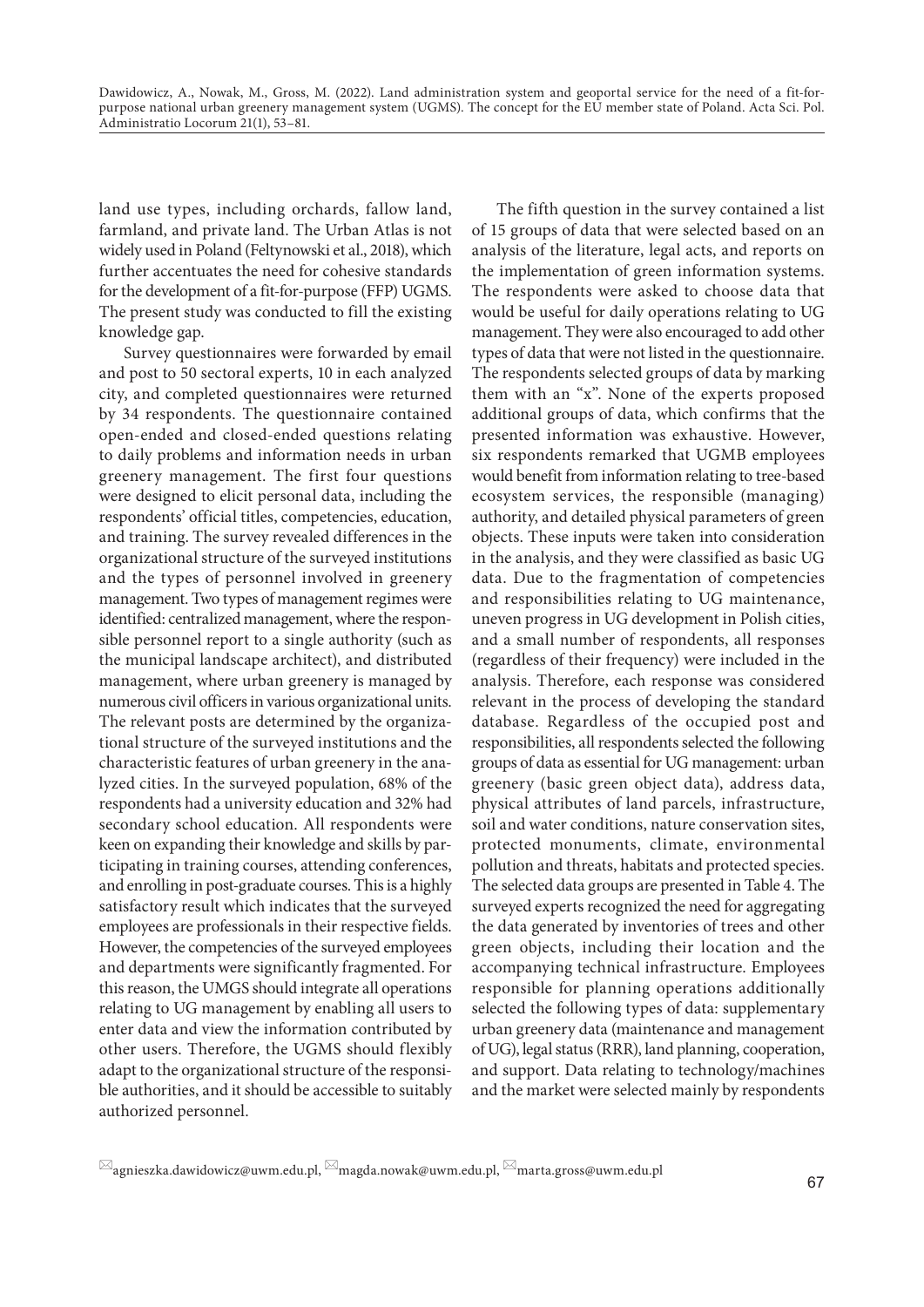land use types, including orchards, fallow land, farmland, and private land. The Urban Atlas is not widely used in Poland (Feltynowski et al., 2018), which further accentuates the need for cohesive standards for the development of a fit-for-purpose (FFP) UGMS. The present study was conducted to fill the existing knowledge gap.

Survey questionnaires were forwarded by email and post to 50 sectoral experts, 10 in each analyzed city, and completed questionnaires were returned by 34 respondents. The questionnaire contained open-ended and closed-ended questions relating to daily problems and information needs in urban greenery management. The first four questions were designed to elicit personal data, including the respondents' official titles, competencies, education, and training. The survey revealed differences in the organizational structure of the surveyed institutions and the types of personnel involved in greenery management. Two types of management regimes were identified: centralized management, where the responsible personnel report to a single authority (such as the municipal landscape architect), and distributed management, where urban greenery is managed by numerous civil officers in various organizational units. The relevant posts are determined by the organizational structure of the surveyed institutions and the characteristic features of urban greenery in the analyzed cities. In the surveyed population, 68% of the respondents had a university education and 32% had secondary school education. All respondents were keen on expanding their knowledge and skills by participating in training courses, attending conferences, and enrolling in post-graduate courses. This is a highly satisfactory result which indicates that the surveyed employees are professionals in their respective fields. However, the competencies of the surveyed employees and departments were significantly fragmented. For this reason, the UMGS should integrate all operations relating to UG management by enabling all users to enter data and view the information contributed by other users. Therefore, the UGMS should flexibly adapt to the organizational structure of the responsible authorities, and it should be accessible to suitably authorized personnel.

The fifth question in the survey contained a list of 15 groups of data that were selected based on an analysis of the literature, legal acts, and reports on the implementation of green information systems. The respondents were asked to choose data that would be useful for daily operations relating to UG management. They were also encouraged to add other types of data that were not listed in the questionnaire. The respondents selected groups of data by marking them with an "x". None of the experts proposed additional groups of data, which confirms that the presented information was exhaustive. However, six respondents remarked that UGMB employees would benefit from information relating to tree-based ecosystem services, the responsible (managing) authority, and detailed physical parameters of green objects. These inputs were taken into consideration in the analysis, and they were classified as basic UG data. Due to the fragmentation of competencies and responsibilities relating to UG maintenance, uneven progress in UG development in Polish cities, and a small number of respondents, all responses (regardless of their frequency) were included in the analysis. Therefore, each response was considered relevant in the process of developing the standard database. Regardless of the occupied post and responsibilities, all respondents selected the following groups of data as essential for UG management: urban greenery (basic green object data), address data, physical attributes of land parcels, infrastructure, soil and water conditions, nature conservation sites, protected monuments, climate, environmental pollution and threats, habitats and protected species. The selected data groups are presented in Table 4. The surveyed experts recognized the need for aggregating the data generated by inventories of trees and other green objects, including their location and the accompanying technical infrastructure. Employees responsible for planning operations additionally selected the following types of data: supplementary urban greenery data (maintenance and management of UG), legal status (RRR), land planning, cooperation, and support. Data relating to technology/machines and the market were selected mainly by respondents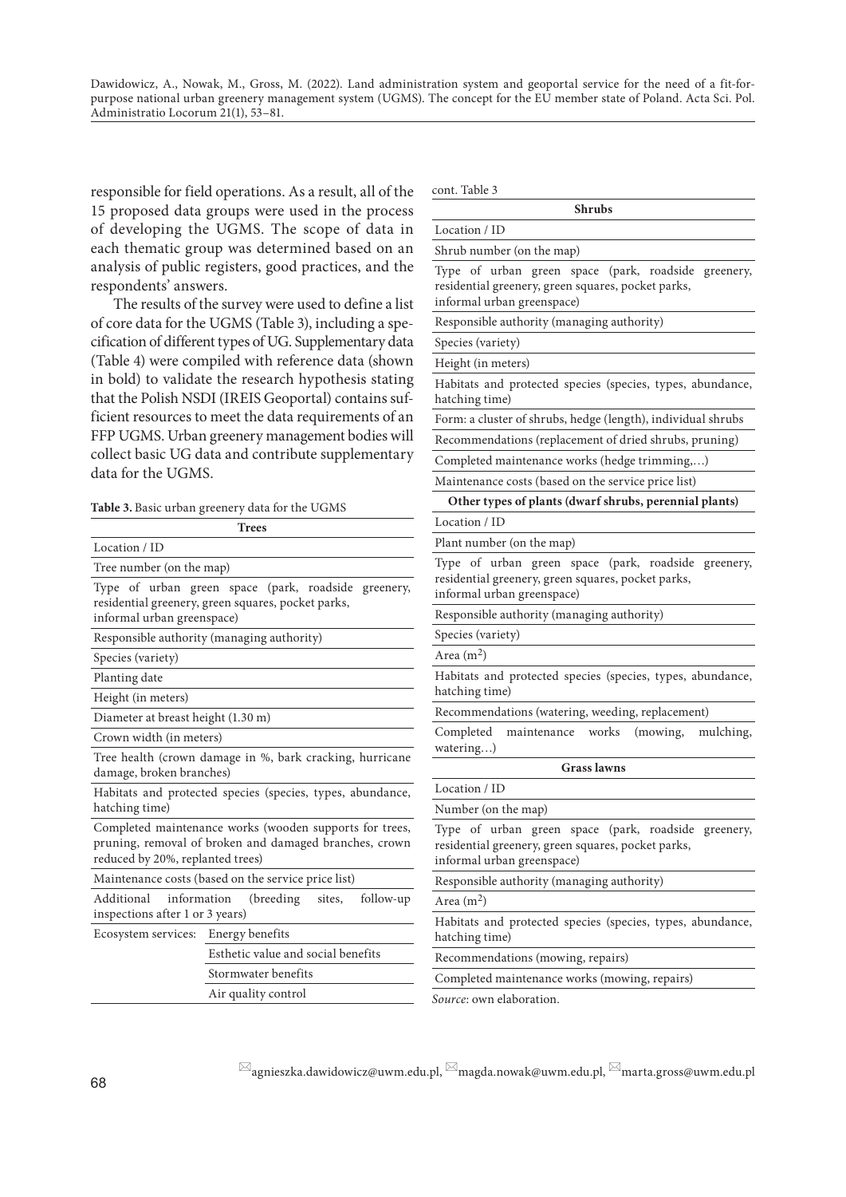responsible for field operations. As a result, all of the 15 proposed data groups were used in the process of developing the UGMS. The scope of data in each thematic group was determined based on an analysis of public registers, good practices, and the respondents' answers.

The results of the survey were used to define a list of core data for the UGMS (Table 3), including a specification of different types of UG. Supplementary data (Table 4) were compiled with reference data (shown in bold) to validate the research hypothesis stating that the Polish NSDI (IREIS Geoportal) contains sufficient resources to meet the data requirements of an FFP UGMS. Urban greenery management bodies will collect basic UG data and contribute supplementary data for the UGMS.

**Table 3.** Basic urban greenery data for the UGMS

| **Trees** | |
|---|---|
| Location / ID | |
| Tree number (on the map) | |
| Type of urban green space (park, roadside greenery, residential greenery, green squares, pocket parks, informal urban greenspace) | |
| Responsible authority (managing authority) | |
| Species (variety) | |
| Planting date | |
| Height (in meters) | |
| Diameter at breast height (1.30 m) | |
| Crown width (in meters) | |
| Tree health (crown damage in %, bark cracking, hurricane damage, broken branches) | |
| Habitats and protected species (species, types, abundance, hatching time) | |
| Completed maintenance works (wooden supports for trees, pruning, removal of broken and damaged branches, crown reduced by 20%, replanted trees) | |
| Maintenance costs (based on the service price list) | |
| Additional information (breeding sites, follow-up inspections after 1 or 3 years) | |
| Ecosystem services: | Energy benefits |
| | Esthetic value and social benefits |
| | Stormwater benefits |
| | Air quality control |
| **Shrubs** | |
| Location / ID | |
| Shrub number (on the map) | |
| Type of urban green space (park, roadside greenery, residential greenery, green squares, pocket parks, informal urban greenspace) | |
| Responsible authority (managing authority) | |
| Species (variety) | |
| Height (in meters) | |
| Habitats and protected species (species, types, abundance, hatching time) | |
| Form: a cluster of shrubs, hedge (length), individual shrubs | |
| Recommendations (replacement of dried shrubs, pruning) | |
| Completed maintenance works (hedge trimming,…) | |
| Maintenance costs (based on the service price list) | |
| **Other types of plants (dwarf shrubs, perennial plants)** | |
| Location / ID | |
| Plant number (on the map) | |
| Type of urban green space (park, roadside greenery, residential greenery, green squares, pocket parks, informal urban greenspace) | |
| Responsible authority (managing authority) | |
| Species (variety) | |
| Area ($m^2$) | |
| Habitats and protected species (species, types, abundance, hatching time) | |
| Recommendations (watering, weeding, replacement) | |
| Completed maintenance works (mowing, mulching, watering…) | |
| **Grass lawns** | |
| Location / ID | |
| Number (on the map) | |
| Type of urban green space (park, roadside greenery, residential greenery, green squares, pocket parks, informal urban greenspace) | |
| Responsible authority (managing authority) | |
| Area ($m^2$) | |
| Habitats and protected species (species, types, abundance, hatching time) | |
| Recommendations (mowing, repairs) | |
| Completed maintenance works (mowing, repairs) | |

*Source*: own elaboration.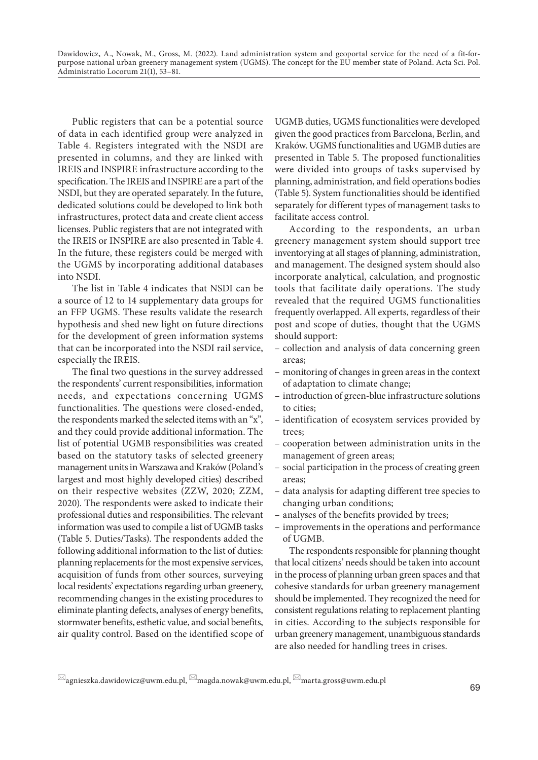Public registers that can be a potential source of data in each identified group were analyzed in Table 4. Registers integrated with the NSDI are presented in columns, and they are linked with IREIS and INSPIRE infrastructure according to the specification. The IREIS and INSPIRE are a part of the NSDI, but they are operated separately. In the future, dedicated solutions could be developed to link both infrastructures, protect data and create client access licenses. Public registers that are not integrated with the IREIS or INSPIRE are also presented in Table 4. In the future, these registers could be merged with the UGMS by incorporating additional databases into NSDI.

The list in Table 4 indicates that NSDI can be a source of 12 to 14 supplementary data groups for an FFP UGMS. These results validate the research hypothesis and shed new light on future directions for the development of green information systems that can be incorporated into the NSDI rail service, especially the IREIS.

The final two questions in the survey addressed the respondents' current responsibilities, information needs, and expectations concerning UGMS functionalities. The questions were closed-ended, the respondents marked the selected items with an "x", and they could provide additional information. The list of potential UGMB responsibilities was created based on the statutory tasks of selected greenery management units in Warszawa and Kraków (Poland's largest and most highly developed cities) described on their respective websites (ZZW, 2020; ZZM, 2020). The respondents were asked to indicate their professional duties and responsibilities. The relevant information was used to compile a list of UGMB tasks (Table 5. Duties/Tasks). The respondents added the following additional information to the list of duties: planning replacements for the most expensive services, acquisition of funds from other sources, surveying local residents' expectations regarding urban greenery, recommending changes in the existing procedures to eliminate planting defects, analyses of energy benefits, stormwater benefits, esthetic value, and social benefits, air quality control. Based on the identified scope of UGMB duties, UGMS functionalities were developed given the good practices from Barcelona, Berlin, and Kraków. UGMS functionalities and UGMB duties are presented in Table 5. The proposed functionalities were divided into groups of tasks supervised by planning, administration, and field operations bodies (Table 5). System functionalities should be identified separately for different types of management tasks to facilitate access control.

According to the respondents, an urban greenery management system should support tree inventorying at all stages of planning, administration, and management. The designed system should also incorporate analytical, calculation, and prognostic tools that facilitate daily operations. The study revealed that the required UGMS functionalities frequently overlapped. All experts, regardless of their post and scope of duties, thought that the UGMS should support:

- collection and analysis of data concerning green areas;
- monitoring of changes in green areas in the context of adaptation to climate change;
- introduction of green-blue infrastructure solutions to cities;
- identification of ecosystem services provided by trees;
- cooperation between administration units in the management of green areas;
- social participation in the process of creating green areas;
- data analysis for adapting different tree species to changing urban conditions;
- analyses of the benefits provided by trees;
- improvements in the operations and performance of UGMB.

The respondents responsible for planning thought that local citizens' needs should be taken into account in the process of planning urban green spaces and that cohesive standards for urban greenery management should be implemented. They recognized the need for consistent regulations relating to replacement planting in cities. According to the subjects responsible for urban greenery management, unambiguous standards are also needed for handling trees in crises.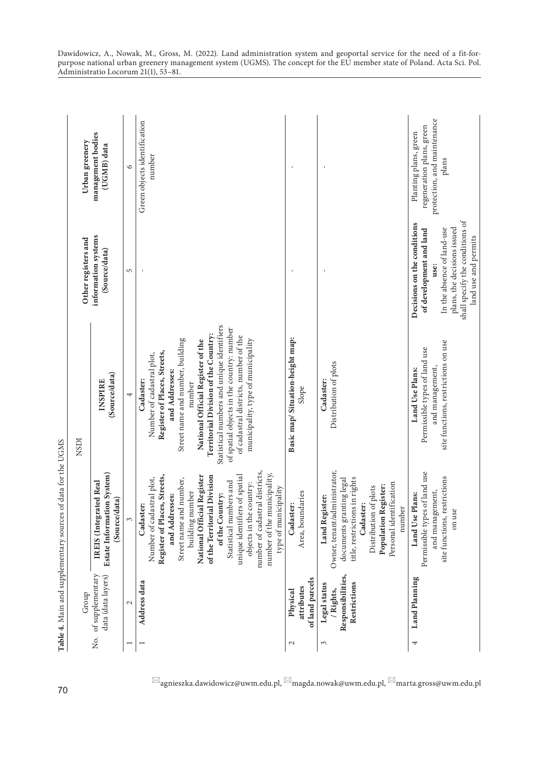**Table 4.** Main and supplementary sources of data for the UGMS

| No. | Group of supplementary data (data layers) | NSDI: IREIS (Integrated Real Estate Information System) (Source/data) | NSDI: INSPIRE (Source/data) | Other registers and information systems (Source/data) | Urban greenery management bodies (UGMB) data |
|---|---|---|---|---|---|
| 1 | 2 | 3 | 4 | 5 | 6 |
| 1 | **Address data** | **Cadaster:** Number of cadastral plot, **Register of Places, Streets, and Addresses:** Street name and number, building number **National Official Register of the Territorial Division of the Country:** Statistical numbers and unique identifiers of spatial objects in the country: number of cadastral districts, number of the municipality, type of municipality | **Cadaster:** Number of cadastral plot, **Register of Places, Streets, and Addresses:** Street name and number, building number **National Official Register of the Territorial Division of the Country:** Statistical numbers and unique identifiers of spatial objects in the country: number of cadastral districts, number of the municipality, type of municipality | - | Green objects identification number |
| 2 | **Physical attributes of land parcels** | **Cadaster:** Area, boundaries | **Basic map/ Situation-height map:** Slope | - | - |
| 3 | **Legal status / Rights, Responsibilities, Restrictions** | **Land Register:** Owner, tenant/administrator, documents granting legal title, restrictions in rights **Cadaster:** Distribution of plots **Population Register:** Personal identification number | **Cadaster:** Distribution of plots | - | - |
| 4 | **Land Planning** | **Land Use Plans:** Permissible types of land use and management, site functions, restrictions on use | **Land Use Plans:** Permissible types of land use and management, site functions, restrictions on use | **Decisions on the conditions of development and land use:** In the absence of land-use plans, the decisions issued shall specify the conditions of land use and permits | Planting plans, green regeneration plans, green protection, and maintenance plans |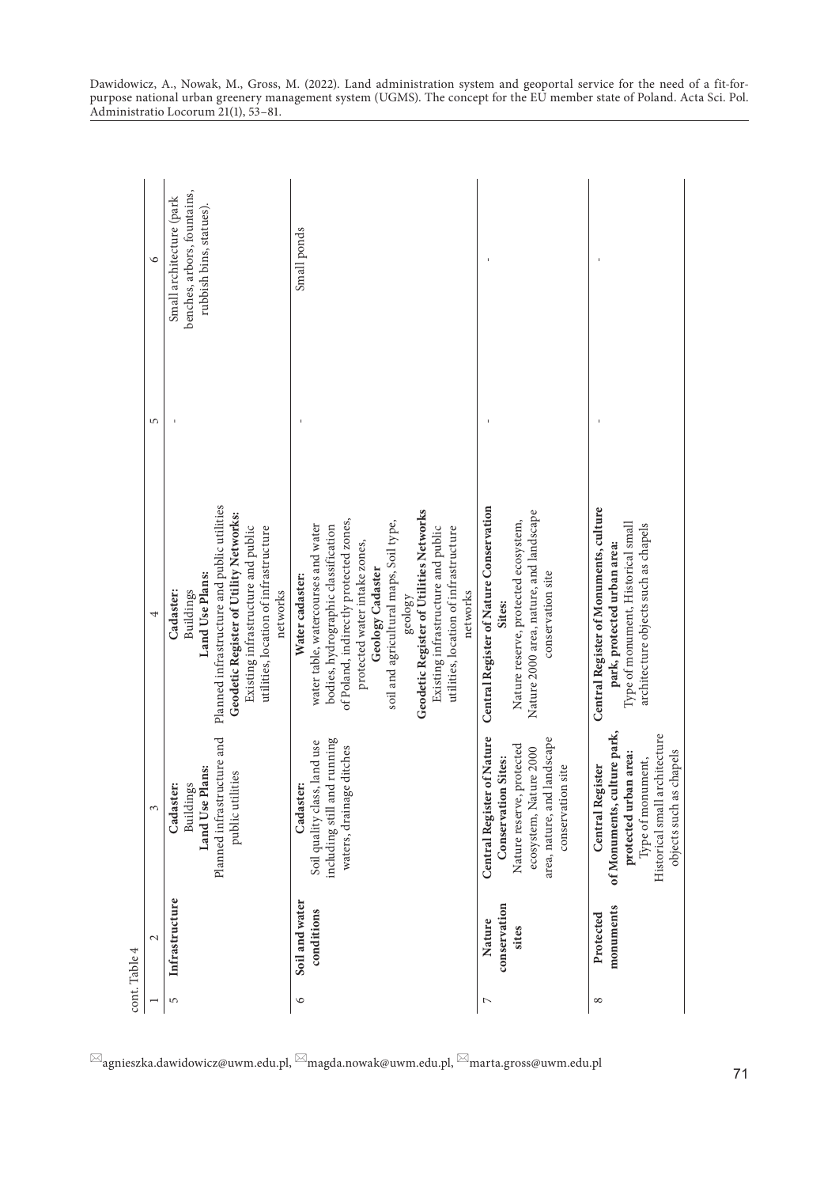cont. Table 4

| 1 | 2 | 3 | 4 | 5 | 6 |
|---|---|---|---|---|---|
| 5 | **Infrastructure** | **Cadaster:** Buildings **Land Use Plans:** Planned infrastructure and public utilities | **Cadaster:** Buildings **Land Use Plans:** Planned infrastructure and public utilities **Geodetic Register of Utility Networks:** Existing infrastructure and public utilities, location of infrastructure networks | - | Small architecture (park benches, arbors, fountains, rubbish bins, statues). |
| 6 | **Soil and water conditions** | **Cadaster:** Soil quality class, land use including still and running waters, drainage ditches | **Water cadaster:** water table, watercourses and water bodies, hydrographic classification of Poland, indirectly protected zones, protected water intake zones, **Geology Cadaster** soil and agricultural maps, Soil type, geology **Geodetic Register of Utilities Networks** Existing infrastructure and public utilities, location of infrastructure networks | - | Small ponds |
| 7 | **Nature conservation sites** | **Central Register of Nature Conservation Sites:** Nature reserve, protected ecosystem, Nature 2000 area, nature, and landscape conservation site | **Central Register of Nature Conservation Sites:** Nature reserve, protected ecosystem, Nature 2000 area, nature, and landscape conservation site | - | - |
| 8 | **Protected monuments** | **Central Register of Monuments, culture park, protected urban area:** Type of monument, Historical small architecture objects such as chapels | **Central Register of Monuments, culture park, protected urban area:** Type of monument, Historical small architecture objects such as chapels | - | - |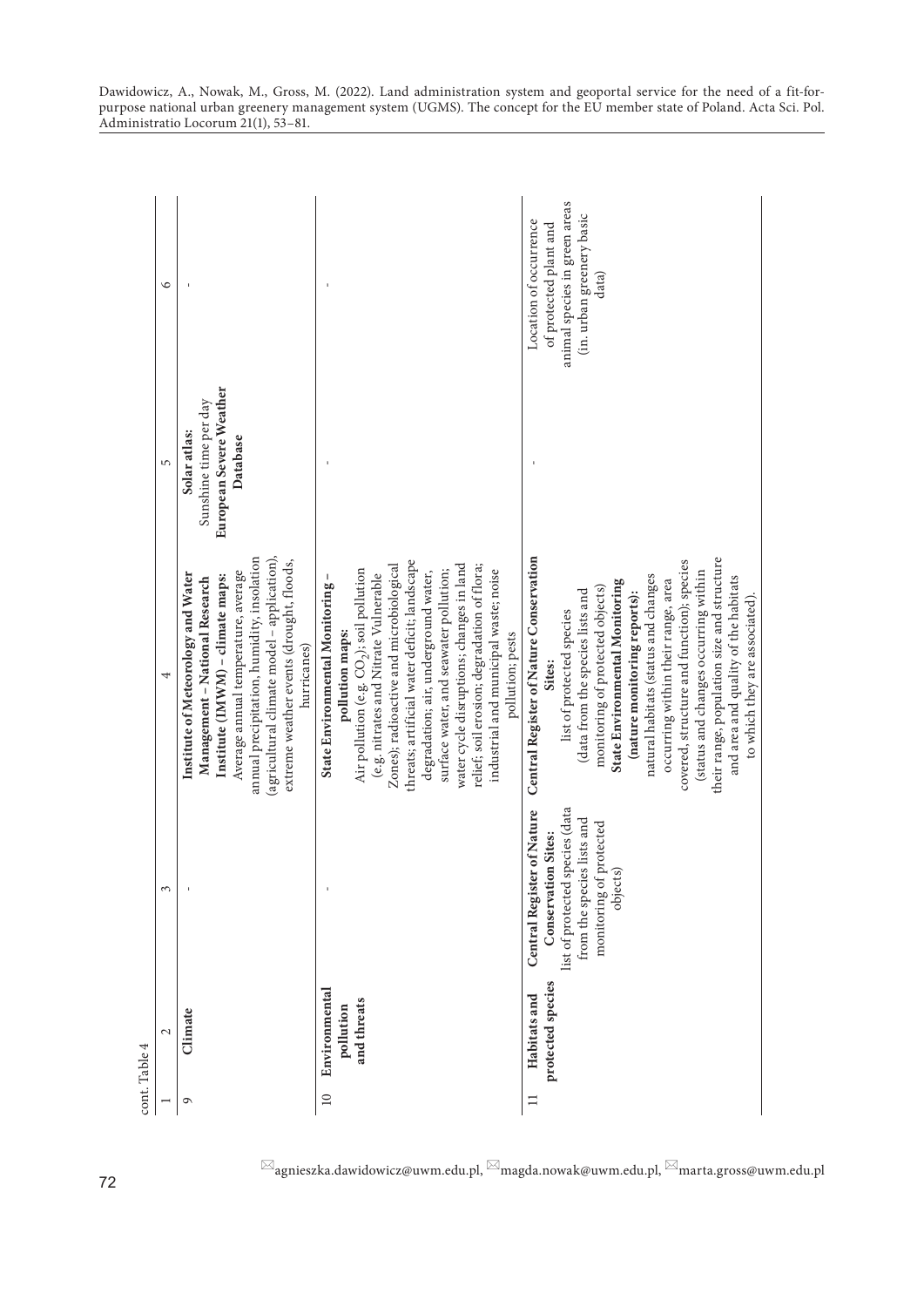cont. Table 4

| 1 | 2 | 3 | 4 | 5 | 6 |
|---|---|---|---|---|---|
| 9 | **Climate** | - | **Institute of Meteorology and Water Management – National Research Institute (IMWM) – climate maps:** Average annual temperature, average annual precipitation, humidity, insolation (agricultural climate model – application), extreme weather events (drought, floods, hurricanes) | **Solar atlas:** Sunshine time per day **European Severe Weather Database** | - |
| 10 | **Environmental pollution and threats** | - | **State Environmental Monitoring – pollution maps:** Air pollution (e.g. $CO_2$); soil pollution (e.g. nitrates and Nitrate Vulnerable Zones); radioactive and microbiological threats; artificial water deficit; landscape degradation; air, underground water, surface water, and seawater pollution; water cycle disruptions; changes in land relief; soil erosion; degradation of flora; industrial and municipal waste; noise pollution; pests | - | - |
| 11 | **Habitats and protected species** | **Central Register of Nature Conservation Sites:** list of protected species (data from the species lists and monitoring of protected objects) | **Central Register of Nature Conservation Sites:** list of protected species (data from the species lists and monitoring of protected objects) **State Environmental Monitoring (nature monitoring reports):** natural habitats (status and changes occurring within their range, area covered, structure and function); species (status and changes occurring within their range, population size and structure and area and quality of the habitats to which they are associated). | - | Location of occurrence of protected plant and animal species in green areas (in. urban greenery basic data) |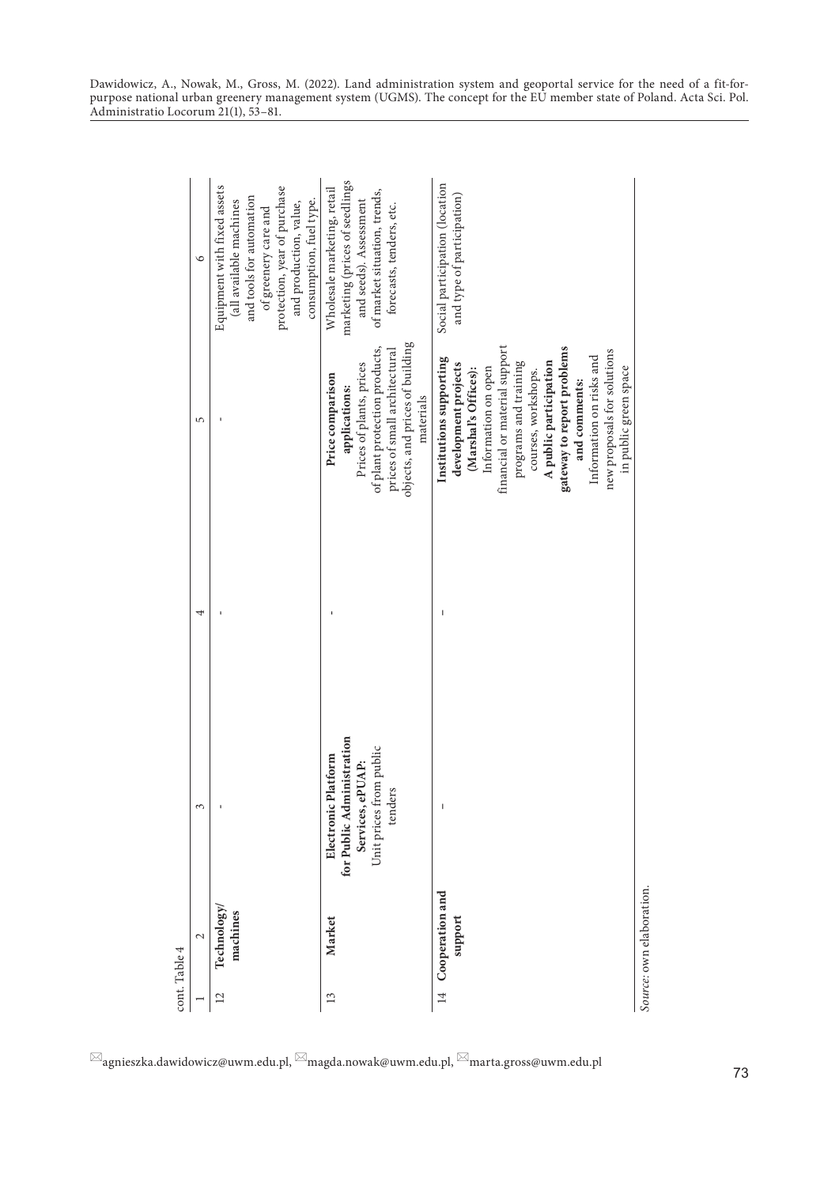cont. Table 4

| 1 | 2 | 3 | 4 | 5 | 6 |
|---|---|---|---|---|---|
| 12 | **Technology/ machines** | - | - | - | Equipment with fixed assets (all available machines and tools for automation of greenery care and protection, year of purchase and production, value, consumption, fuel type. |
| 13 | **Market** | **Electronic Platform for Public Administration Services, ePUAP:** Unit prices from public tenders | - | **Price comparison applications:** Prices of plants, prices of plant protection products, prices of small architectural objects, and prices of building materials | Wholesale marketing, retail marketing (prices of seedlings and seeds). Assessment of market situation, trends, forecasts, tenders, etc. |
| 14 | **Cooperation and support** | - | - | **Institutions supporting development projects (Marshal's Offices):** Information on open financial or material support programs and training courses, workshops. **A public participation gateway to report problems and comments:** Information on risks and new proposals for solutions in public green space | Social participation (location and type of participation) |

*Source*: own elaboration.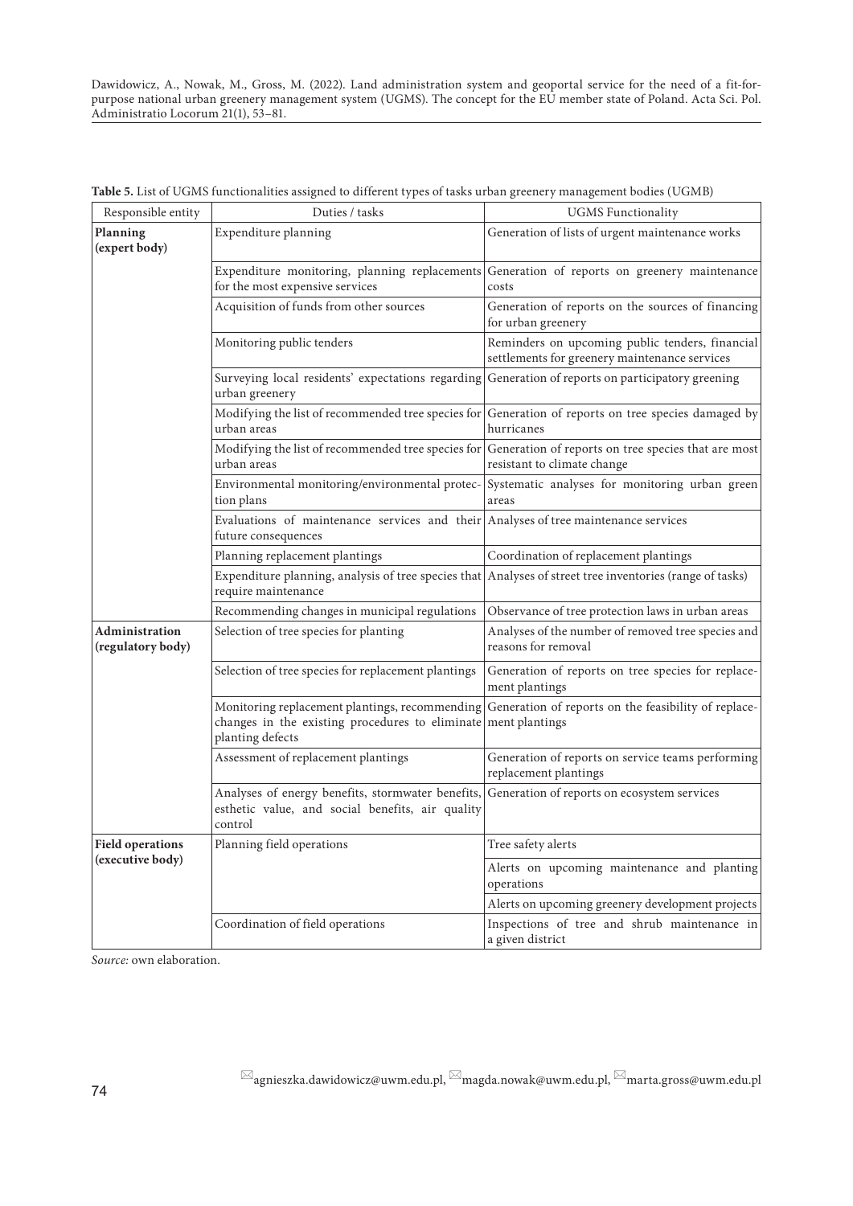**Table 5.** List of UGMS functionalities assigned to different types of tasks urban greenery management bodies (UGMB)

| Responsible entity | Duties / tasks | UGMS Functionality |
|---|---|---|
| **Planning (expert body)** | Expenditure planning | Generation of lists of urgent maintenance works |
| | Expenditure monitoring, planning replacements for the most expensive services | Generation of reports on greenery maintenance costs |
| | Acquisition of funds from other sources | Generation of reports on the sources of financing for urban greenery |
| | Monitoring public tenders | Reminders on upcoming public tenders, financial settlements for greenery maintenance services |
| | Surveying local residents' expectations regarding urban greenery | Generation of reports on participatory greening |
| | Modifying the list of recommended tree species for urban areas | Generation of reports on tree species damaged by hurricanes |
| | Modifying the list of recommended tree species for urban areas | Generation of reports on tree species that are most resistant to climate change |
| | Environmental monitoring/environmental protection plans | Systematic analyses for monitoring urban green areas |
| | Evaluations of maintenance services and their future consequences | Analyses of tree maintenance services |
| | Planning replacement plantings | Coordination of replacement plantings |
| | Expenditure planning, analysis of tree species that require maintenance | Analyses of street tree inventories (range of tasks) |
| | Recommending changes in municipal regulations | Observance of tree protection laws in urban areas |
| **Administration (regulatory body)** | Selection of tree species for planting | Analyses of the number of removed tree species and reasons for removal |
| | Selection of tree species for replacement plantings | Generation of reports on tree species for replacement plantings |
| | Monitoring replacement plantings, recommending changes in the existing procedures to eliminate planting defects | Generation of reports on the feasibility of replacement plantings |
| | Assessment of replacement plantings | Generation of reports on service teams performing replacement plantings |
| | Analyses of energy benefits, stormwater benefits, esthetic value, and social benefits, air quality control | Generation of reports on ecosystem services |
| **Field operations (executive body)** | Planning field operations | Tree safety alerts |
| | | Alerts on upcoming maintenance and planting operations |
| | | Alerts on upcoming greenery development projects |
| | Coordination of field operations | Inspections of tree and shrub maintenance in a given district |

*Source:* own elaboration.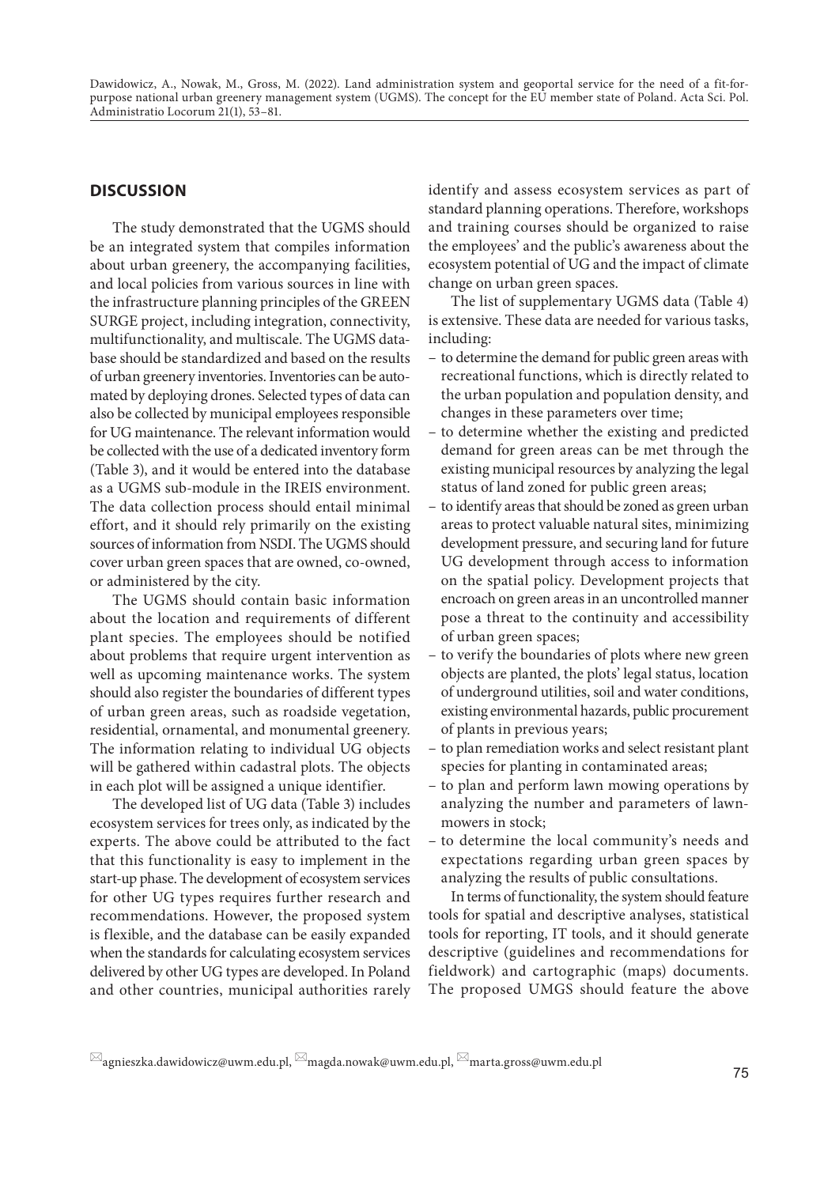## DISCUSSION

The study demonstrated that the UGMS should be an integrated system that compiles information about urban greenery, the accompanying facilities, and local policies from various sources in line with the infrastructure planning principles of the GREEN SURGE project, including integration, connectivity, multifunctionality, and multiscale. The UGMS database should be standardized and based on the results of urban greenery inventories. Inventories can be automated by deploying drones. Selected types of data can also be collected by municipal employees responsible for UG maintenance. The relevant information would be collected with the use of a dedicated inventory form (Table 3), and it would be entered into the database as a UGMS sub-module in the IREIS environment. The data collection process should entail minimal effort, and it should rely primarily on the existing sources of information from NSDI. The UGMS should cover urban green spaces that are owned, co-owned, or administered by the city.

The UGMS should contain basic information about the location and requirements of different plant species. The employees should be notified about problems that require urgent intervention as well as upcoming maintenance works. The system should also register the boundaries of different types of urban green areas, such as roadside vegetation, residential, ornamental, and monumental greenery. The information relating to individual UG objects will be gathered within cadastral plots. The objects in each plot will be assigned a unique identifier.

The developed list of UG data (Table 3) includes ecosystem services for trees only, as indicated by the experts. The above could be attributed to the fact that this functionality is easy to implement in the start-up phase. The development of ecosystem services for other UG types requires further research and recommendations. However, the proposed system is flexible, and the database can be easily expanded when the standards for calculating ecosystem services delivered by other UG types are developed. In Poland and other countries, municipal authorities rarely identify and assess ecosystem services as part of standard planning operations. Therefore, workshops and training courses should be organized to raise the employees' and the public's awareness about the ecosystem potential of UG and the impact of climate change on urban green spaces.

The list of supplementary UGMS data (Table 4) is extensive. These data are needed for various tasks, including:

- to determine the demand for public green areas with recreational functions, which is directly related to the urban population and population density, and changes in these parameters over time;
- to determine whether the existing and predicted demand for green areas can be met through the existing municipal resources by analyzing the legal status of land zoned for public green areas;
- to identify areas that should be zoned as green urban areas to protect valuable natural sites, minimizing development pressure, and securing land for future UG development through access to information on the spatial policy. Development projects that encroach on green areas in an uncontrolled manner pose a threat to the continuity and accessibility of urban green spaces;
- to verify the boundaries of plots where new green objects are planted, the plots' legal status, location of underground utilities, soil and water conditions, existing environmental hazards, public procurement of plants in previous years;
- to plan remediation works and select resistant plant species for planting in contaminated areas;
- to plan and perform lawn mowing operations by analyzing the number and parameters of lawnmowers in stock;
- to determine the local community's needs and expectations regarding urban green spaces by analyzing the results of public consultations.

In terms of functionality, the system should feature tools for spatial and descriptive analyses, statistical tools for reporting, IT tools, and it should generate descriptive (guidelines and recommendations for fieldwork) and cartographic (maps) documents. The proposed UMGS should feature the above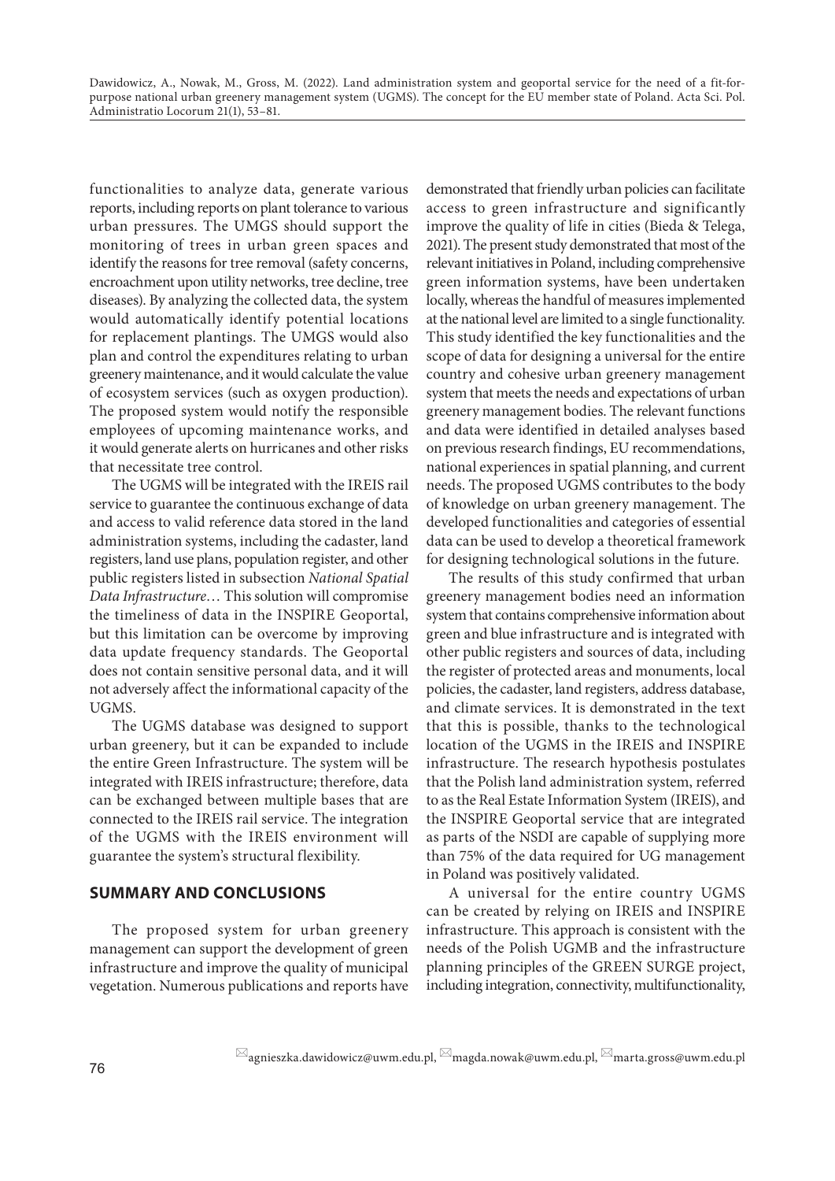functionalities to analyze data, generate various reports, including reports on plant tolerance to various urban pressures. The UMGS should support the monitoring of trees in urban green spaces and identify the reasons for tree removal (safety concerns, encroachment upon utility networks, tree decline, tree diseases). By analyzing the collected data, the system would automatically identify potential locations for replacement plantings. The UMGS would also plan and control the expenditures relating to urban greenery maintenance, and it would calculate the value of ecosystem services (such as oxygen production). The proposed system would notify the responsible employees of upcoming maintenance works, and it would generate alerts on hurricanes and other risks that necessitate tree control.

The UGMS will be integrated with the IREIS rail service to guarantee the continuous exchange of data and access to valid reference data stored in the land administration systems, including the cadaster, land registers, land use plans, population register, and other public registers listed in subsection *National Spatial Data Infrastructure*… This solution will compromise the timeliness of data in the INSPIRE Geoportal, but this limitation can be overcome by improving data update frequency standards. The Geoportal does not contain sensitive personal data, and it will not adversely affect the informational capacity of the UGMS.

The UGMS database was designed to support urban greenery, but it can be expanded to include the entire Green Infrastructure. The system will be integrated with IREIS infrastructure; therefore, data can be exchanged between multiple bases that are connected to the IREIS rail service. The integration of the UGMS with the IREIS environment will guarantee the system's structural flexibility.

## SUMMARY AND CONCLUSIONS

The proposed system for urban greenery management can support the development of green infrastructure and improve the quality of municipal vegetation. Numerous publications and reports have demonstrated that friendly urban policies can facilitate access to green infrastructure and significantly improve the quality of life in cities (Bieda & Telega, 2021). The present study demonstrated that most of the relevant initiatives in Poland, including comprehensive green information systems, have been undertaken locally, whereas the handful of measures implemented at the national level are limited to a single functionality. This study identified the key functionalities and the scope of data for designing a universal for the entire country and cohesive urban greenery management system that meets the needs and expectations of urban greenery management bodies. The relevant functions and data were identified in detailed analyses based on previous research findings, EU recommendations, national experiences in spatial planning, and current needs. The proposed UGMS contributes to the body of knowledge on urban greenery management. The developed functionalities and categories of essential data can be used to develop a theoretical framework for designing technological solutions in the future.

The results of this study confirmed that urban greenery management bodies need an information system that contains comprehensive information about green and blue infrastructure and is integrated with other public registers and sources of data, including the register of protected areas and monuments, local policies, the cadaster, land registers, address database, and climate services. It is demonstrated in the text that this is possible, thanks to the technological location of the UGMS in the IREIS and INSPIRE infrastructure. The research hypothesis postulates that the Polish land administration system, referred to as the Real Estate Information System (IREIS), and the INSPIRE Geoportal service that are integrated as parts of the NSDI are capable of supplying more than 75% of the data required for UG management in Poland was positively validated.

A universal for the entire country UGMS can be created by relying on IREIS and INSPIRE infrastructure. This approach is consistent with the needs of the Polish UGMB and the infrastructure planning principles of the GREEN SURGE project, including integration, connectivity, multifunctionality,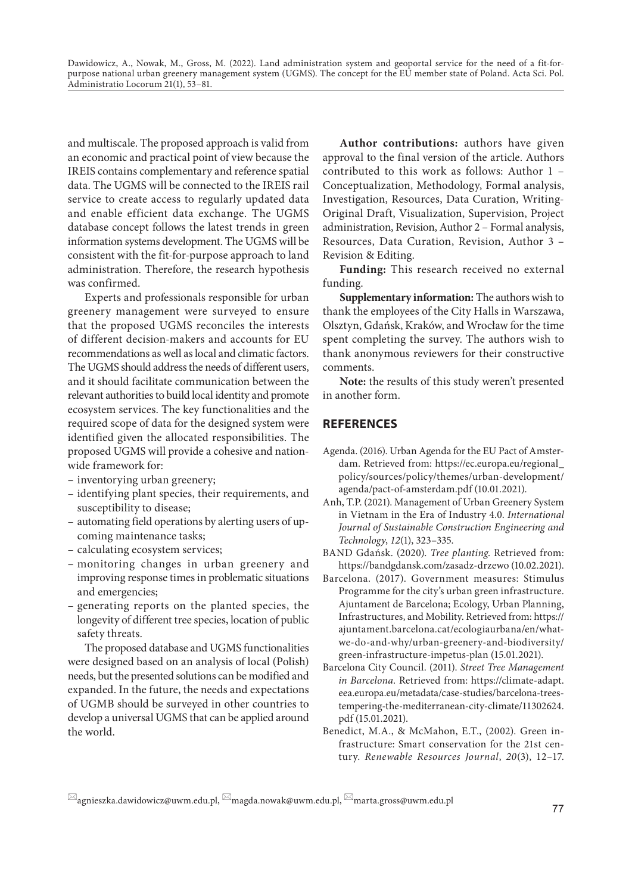and multiscale. The proposed approach is valid from an economic and practical point of view because the IREIS contains complementary and reference spatial data. The UGMS will be connected to the IREIS rail service to create access to regularly updated data and enable efficient data exchange. The UGMS database concept follows the latest trends in green information systems development. The UGMS will be consistent with the fit-for-purpose approach to land administration. Therefore, the research hypothesis was confirmed.

Experts and professionals responsible for urban greenery management were surveyed to ensure that the proposed UGMS reconciles the interests of different decision-makers and accounts for EU recommendations as well as local and climatic factors. The UGMS should address the needs of different users, and it should facilitate communication between the relevant authorities to build local identity and promote ecosystem services. The key functionalities and the required scope of data for the designed system were identified given the allocated responsibilities. The proposed UGMS will provide a cohesive and nationwide framework for:

- inventorying urban greenery;
- identifying plant species, their requirements, and susceptibility to disease;
- automating field operations by alerting users of upcoming maintenance tasks;
- calculating ecosystem services;
- monitoring changes in urban greenery and improving response times in problematic situations and emergencies;
- generating reports on the planted species, the longevity of different tree species, location of public safety threats.

The proposed database and UGMS functionalities were designed based on an analysis of local (Polish) needs, but the presented solutions can be modified and expanded. In the future, the needs and expectations of UGMB should be surveyed in other countries to develop a universal UGMS that can be applied around the world.

**Author contributions:** authors have given approval to the final version of the article. Authors contributed to this work as follows: Author 1 – Conceptualization, Methodology, Formal analysis, Investigation, Resources, Data Curation, Writing-Original Draft, Visualization, Supervision, Project administration, Revision, Author 2 – Formal analysis, Resources, Data Curation, Revision, Author 3 – Revision & Editing.

**Funding:** This research received no external funding.

**Supplementary information:** The authors wish to thank the employees of the City Halls in Warszawa, Olsztyn, Gdańsk, Kraków, and Wrocław for the time spent completing the survey. The authors wish to thank anonymous reviewers for their constructive comments.

**Note:** the results of this study weren't presented in another form.

## REFERENCES

Agenda. (2016). Urban Agenda for the EU Pact of Amsterdam. Retrieved from: https://ec.europa.eu/regional_policy/sources/policy/themes/urban-development/agenda/pact-of-amsterdam.pdf (10.01.2021).

Anh, T.P. (2021). Management of Urban Greenery System in Vietnam in the Era of Industry 4.0. *International Journal of Sustainable Construction Engineering and Technology*, *12*(1), 323–335.

BAND Gdańsk. (2020). *Tree planting*. Retrieved from: https://bandgdansk.com/zasadz-drzewo (10.02.2021).

Barcelona. (2017). Government measures: Stimulus Programme for the city's urban green infrastructure. Ajuntament de Barcelona; Ecology, Urban Planning, Infrastructures, and Mobility. Retrieved from: https://ajuntament.barcelona.cat/ecologiaurbana/en/what-we-do-and-why/urban-greenery-and-biodiversity/green-infrastructure-impetus-plan (15.01.2021).

Barcelona City Council. (2011). *Street Tree Management in Barcelona*. Retrieved from: https://climate-adapt.eea.europa.eu/metadata/case-studies/barcelona-trees-tempering-the-mediterranean-city-climate/11302624.pdf (15.01.2021).

Benedict, M.A., & McMahon, E.T., (2002). Green infrastructure: Smart conservation for the 21st century. *Renewable Resources Journal*, *20*(3), 12–17.

agnieszka.dawidowicz@uwm.edu.pl, magda.nowak@uwm.edu.pl, marta.gross@uwm.edu.pl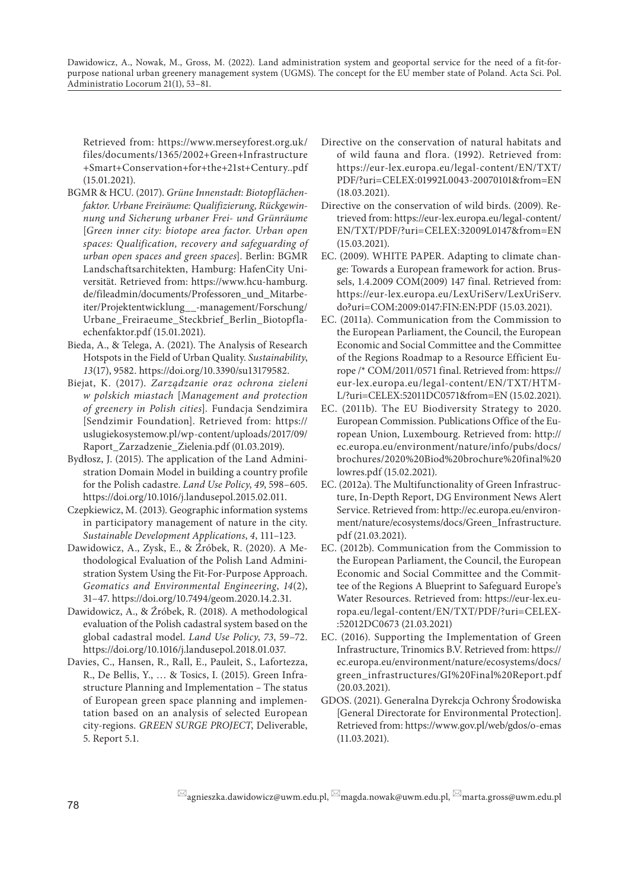Retrieved from: https://www.merseyforest.org.uk/files/documents/1365/2002+Green+Infrastructure+Smart+Conservation+for+the+21st+Century..pdf (15.01.2021).

BGMR & HCU. (2017). *Grüne Innenstadt: Biotopflächenfaktor. Urbane Freiräume: Qualifizierung, Rückgewinnung und Sicherung urbaner Frei- und Grünräume* [*Green inner city: biotope area factor. Urban open spaces: Qualification, recovery and safeguarding of urban open spaces and green spaces*]. Berlin: BGMR Landschaftsarchitekten, Hamburg: HafenCity Universität. Retrieved from: https://www.hcu-hamburg.de/fileadmin/documents/Professoren_und_Mitarbeiter/Projektentwicklung__-management/Forschung/Urbane_Freiraeume_Steckbrief_Berlin_Biotopflaechenfaktor.pdf (15.01.2021).

Bieda, A., & Telega, A. (2021). The Analysis of Research Hotspots in the Field of Urban Quality. *Sustainability*, *13*(17), 9582. https://doi.org/10.3390/su13179582.

Biejat, K. (2017). *Zarządzanie oraz ochrona zieleni w polskich miastach* [*Management and protection of greenery in Polish cities*]. Fundacja Sendzimira [Sendzimir Foundation]. Retrieved from: https://uslugiekosystemow.pl/wp-content/uploads/2017/09/Raport_Zarzadzenie_Zielenia.pdf (01.03.2019).

Bydłosz, J. (2015). The application of the Land Administration Domain Model in building a country profile for the Polish cadastre. *Land Use Policy*, *49*, 598–605. https://doi.org/10.1016/j.landusepol.2015.02.011.

Czepkiewicz, M. (2013). Geographic information systems in participatory management of nature in the city. *Sustainable Development Applications*, *4*, 111–123.

Dawidowicz, A., Zysk, E., & Źróbek, R. (2020). A Methodological Evaluation of the Polish Land Administration System Using the Fit-For-Purpose Approach. *Geomatics and Environmental Engineering*, *14*(2), 31–47. https://doi.org/10.7494/geom.2020.14.2.31.

Dawidowicz, A., & Źróbek, R. (2018). A methodological evaluation of the Polish cadastral system based on the global cadastral model. *Land Use Policy*, *73*, 59–72. https://doi.org/10.1016/j.landusepol.2018.01.037.

Davies, C., Hansen, R., Rall, E., Pauleit, S., Lafortezza, R., De Bellis, Y., … & Tosics, I. (2015). Green Infrastructure Planning and Implementation – The status of European green space planning and implementation based on an analysis of selected European city-regions. *GREEN SURGE PROJECT*, Deliverable, 5. Report 5.1.

Directive on the conservation of natural habitats and of wild fauna and flora. (1992). Retrieved from: https://eur-lex.europa.eu/legal-content/EN/TXT/PDF/?uri=CELEX:01992L0043-20070101&from=EN (18.03.2021).

Directive on the conservation of wild birds. (2009). Retrieved from: https://eur-lex.europa.eu/legal-content/EN/TXT/PDF/?uri=CELEX:32009L0147&from=EN (15.03.2021).

EC. (2009). WHITE PAPER. Adapting to climate change: Towards a European framework for action. Brussels, 1.4.2009 COM(2009) 147 final. Retrieved from: https://eur-lex.europa.eu/LexUriServ/LexUriServ.do?uri=COM:2009:0147:FIN:EN:PDF (15.03.2021).

EC. (2011a). Communication from the Commission to the European Parliament, the Council, the European Economic and Social Committee and the Committee of the Regions Roadmap to a Resource Efficient Europe /* COM/2011/0571 final. Retrieved from: https://eur-lex.europa.eu/legal-content/EN/TXT/HTML/?uri=CELEX:52011DC0571&from=EN (15.02.2021).

EC. (2011b). The EU Biodiversity Strategy to 2020. European Commission. Publications Office of the European Union, Luxembourg. Retrieved from: http://ec.europa.eu/environment/nature/info/pubs/docs/brochures/2020%20Biod%20brochure%20final%20lowres.pdf (15.02.2021).

EC. (2012a). The Multifunctionality of Green Infrastructure, In-Depth Report, DG Environment News Alert Service. Retrieved from: http://ec.europa.eu/environment/nature/ecosystems/docs/Green_Infrastructure.pdf (21.03.2021).

EC. (2012b). Communication from the Commission to the European Parliament, the Council, the European Economic and Social Committee and the Committee of the Regions A Blueprint to Safeguard Europe's Water Resources. Retrieved from: https://eur-lex.europa.eu/legal-content/EN/TXT/PDF/?uri=CELEX:52012DC0673 (21.03.2021)

EC. (2016). Supporting the Implementation of Green Infrastructure, Trinomics B.V. Retrieved from: https://ec.europa.eu/environment/nature/ecosystems/docs/green_infrastructures/GI%20Final%20Report.pdf (20.03.2021).

GDOS. (2021). Generalna Dyrekcja Ochrony Środowiska [General Directorate for Environmental Protection]. Retrieved from: https://www.gov.pl/web/gdos/o-emas (11.03.2021).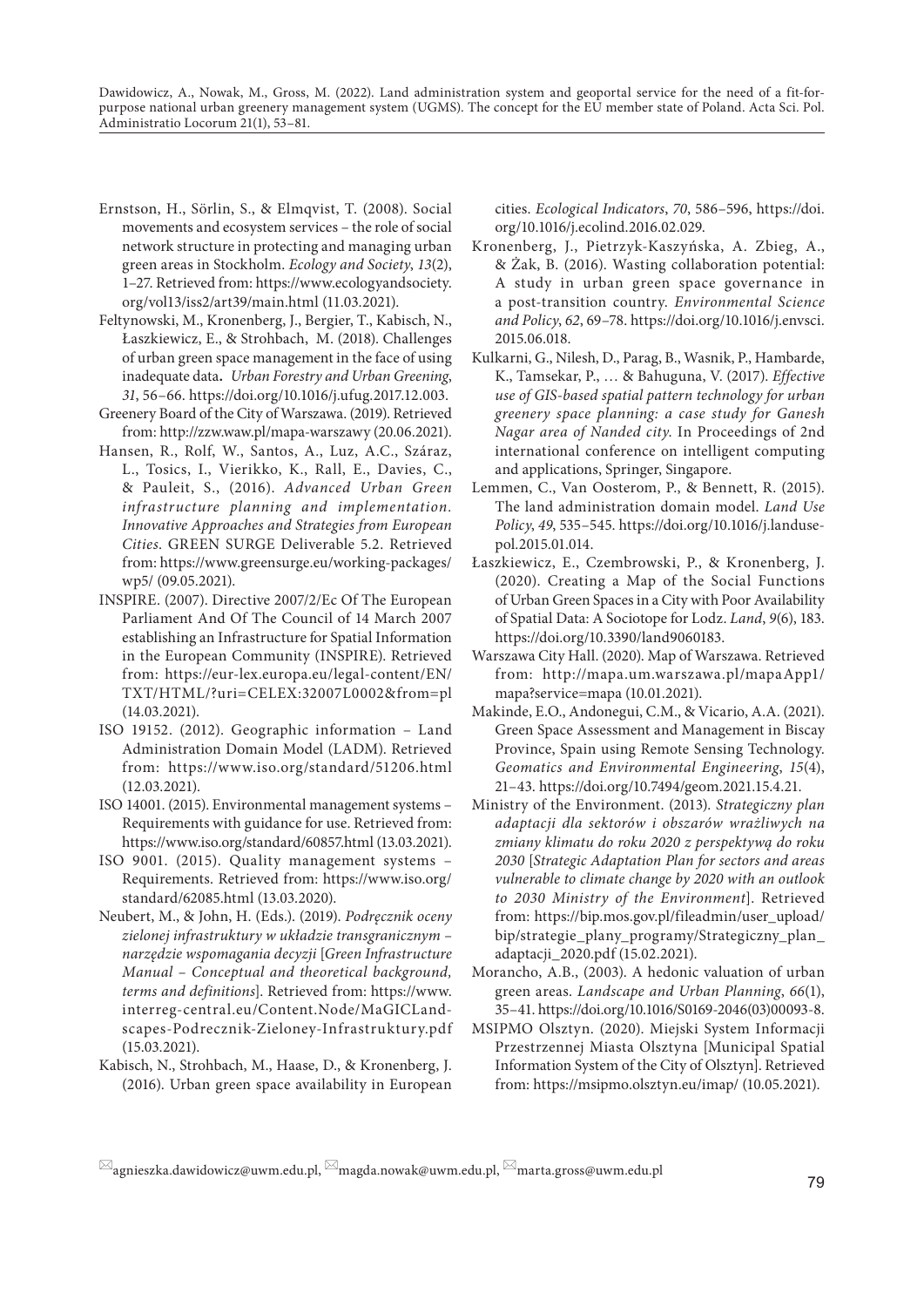Ernstson, H., Sörlin, S., & Elmqvist, T. (2008). Social movements and ecosystem services – the role of social network structure in protecting and managing urban green areas in Stockholm. *Ecology and Society*, *13*(2), 1–27. Retrieved from: https://www.ecologyandsociety.org/vol13/iss2/art39/main.html (11.03.2021).

Feltynowski, M., Kronenberg, J., Bergier, T., Kabisch, N., Łaszkiewicz, E., & Strohbach, M. (2018). Challenges of urban green space management in the face of using inadequate data. *Urban Forestry and Urban Greening*, *31*, 56–66. https://doi.org/10.1016/j.ufug.2017.12.003.

Greenery Board of the City of Warszawa. (2019). Retrieved from: http://zzw.waw.pl/mapa-warszawy (20.06.2021).

Hansen, R., Rolf, W., Santos, A., Luz, A.C., Száraz, L., Tosics, I., Vierikko, K., Rall, E., Davies, C., & Pauleit, S., (2016). *Advanced Urban Green infrastructure planning and implementation. Innovative Approaches and Strategies from European Cities*. GREEN SURGE Deliverable 5.2. Retrieved from: https://www.greensurge.eu/working-packages/wp5/ (09.05.2021).

INSPIRE. (2007). Directive 2007/2/Ec Of The European Parliament And Of The Council of 14 March 2007 establishing an Infrastructure for Spatial Information in the European Community (INSPIRE). Retrieved from: https://eur-lex.europa.eu/legal-content/EN/TXT/HTML/?uri=CELEX:32007L0002&from=pl (14.03.2021).

ISO 19152. (2012). Geographic information – Land Administration Domain Model (LADM). Retrieved from: https://www.iso.org/standard/51206.html (12.03.2021).

ISO 14001. (2015). Environmental management systems – Requirements with guidance for use. Retrieved from: https://www.iso.org/standard/60857.html (13.03.2021).

ISO 9001. (2015). Quality management systems – Requirements. Retrieved from: https://www.iso.org/standard/62085.html (13.03.2020).

Neubert, M., & John, H. (Eds.). (2019). *Podręcznik oceny zielonej infrastruktury w układzie transgranicznym – narzędzie wspomagania decyzji* [*Green Infrastructure Manual – Conceptual and theoretical background, terms and definitions*]. Retrieved from: https://www.interreg-central.eu/Content.Node/MaGICLandscapes-Podrecznik-Zieloney-Infrastruktury.pdf (15.03.2021).

Kabisch, N., Strohbach, M., Haase, D., & Kronenberg, J. (2016). Urban green space availability in European cities. *Ecological Indicators*, *70*, 586–596, https://doi.org/10.1016/j.ecolind.2016.02.029.

Kronenberg, J., Pietrzyk-Kaszyńska, A. Zbieg, A., & Żak, B. (2016). Wasting collaboration potential: A study in urban green space governance in a post-transition country. *Environmental Science and Policy*, *62*, 69–78. https://doi.org/10.1016/j.envsci.2015.06.018.

Kulkarni, G., Nilesh, D., Parag, B., Wasnik, P., Hambarde, K., Tamsekar, P., … & Bahuguna, V. (2017). *Effective use of GIS-based spatial pattern technology for urban greenery space planning: a case study for Ganesh Nagar area of Nanded city*. In Proceedings of 2nd international conference on intelligent computing and applications, Springer, Singapore.

Lemmen, C., Van Oosterom, P., & Bennett, R. (2015). The land administration domain model. *Land Use Policy*, *49*, 535–545. https://doi.org/10.1016/j.landusepol.2015.01.014.

Łaszkiewicz, E., Czembrowski, P., & Kronenberg, J. (2020). Creating a Map of the Social Functions of Urban Green Spaces in a City with Poor Availability of Spatial Data: A Sociotope for Lodz. *Land*, *9*(6), 183. https://doi.org/10.3390/land9060183.

Warszawa City Hall. (2020). Map of Warszawa. Retrieved from: http://mapa.um.warszawa.pl/mapaApp1/mapa?service=mapa (10.01.2021).

Makinde, E.O., Andonegui, C.M., & Vicario, A.A. (2021). Green Space Assessment and Management in Biscay Province, Spain using Remote Sensing Technology. *Geomatics and Environmental Engineering*, *15*(4), 21–43. https://doi.org/10.7494/geom.2021.15.4.21.

Ministry of the Environment. (2013). *Strategiczny plan adaptacji dla sektorów i obszarów wrażliwych na zmiany klimatu do roku 2020 z perspektywą do roku 2030* [*Strategic Adaptation Plan for sectors and areas vulnerable to climate change by 2020 with an outlook to 2030 Ministry of the Environment*]. Retrieved from: https://bip.mos.gov.pl/fileadmin/user_upload/bip/strategie_plany_programy/Strategiczny_plan_adaptacji_2020.pdf (15.02.2021).

Morancho, A.B., (2003). A hedonic valuation of urban green areas. *Landscape and Urban Planning*, *66*(1), 35–41. https://doi.org/10.1016/S0169-2046(03)00093-8.

MSIPMO Olsztyn. (2020). Miejski System Informacji Przestrzennej Miasta Olsztyna [Municipal Spatial Information System of the City of Olsztyn]. Retrieved from: https://msipmo.olsztyn.eu/imap/ (10.05.2021).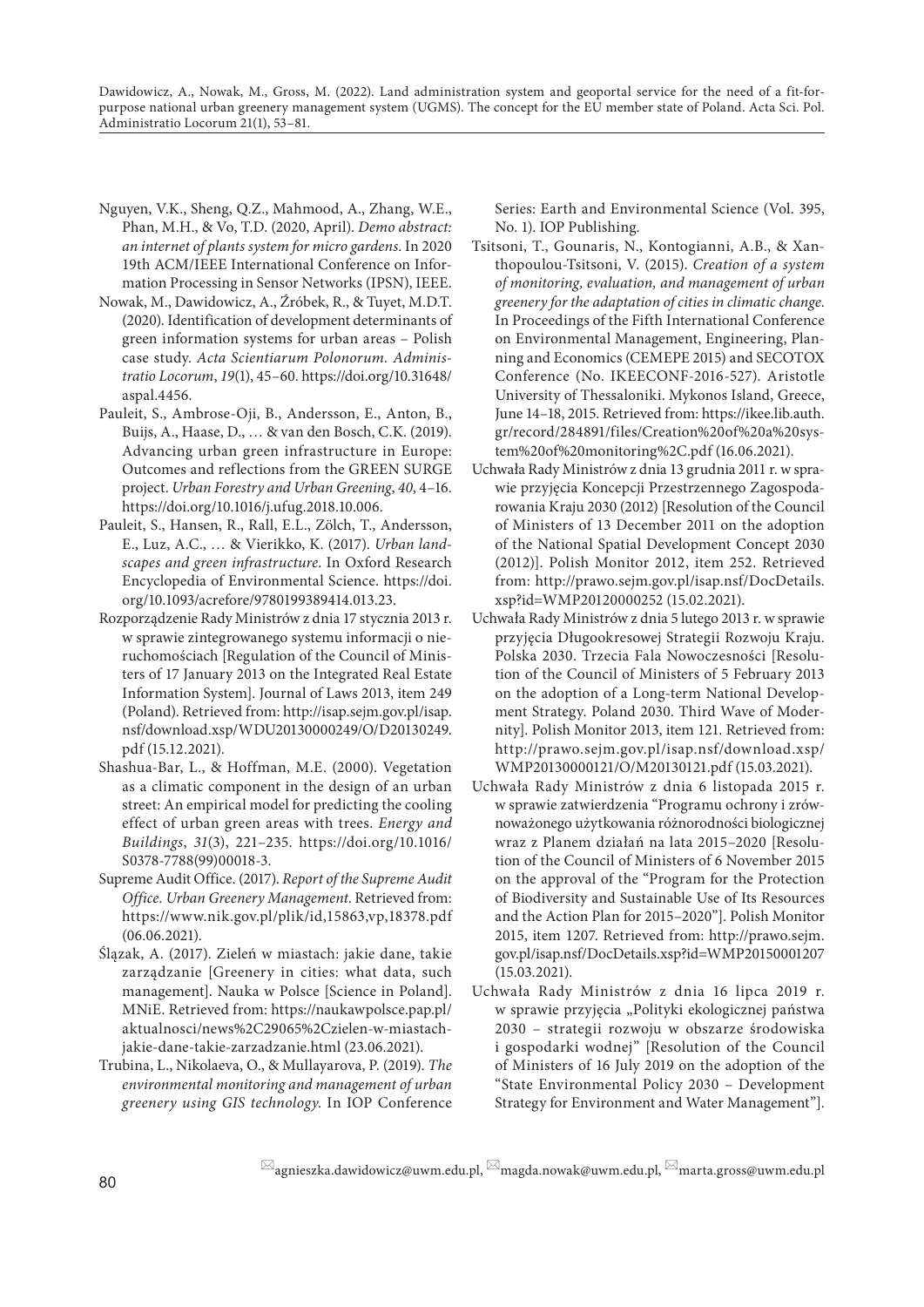Nguyen, V.K., Sheng, Q.Z., Mahmood, A., Zhang, W.E., Phan, M.H., & Vo, T.D. (2020, April). *Demo abstract: an internet of plants system for micro gardens*. In 2020 19th ACM/IEEE International Conference on Information Processing in Sensor Networks (IPSN), IEEE.

Nowak, M., Dawidowicz, A., Źróbek, R., & Tuyet, M.D.T. (2020). Identification of development determinants of green information systems for urban areas – Polish case study. *Acta Scientiarum Polonorum. Administratio Locorum*, *19*(1), 45–60. https://doi.org/10.31648/aspal.4456.

Pauleit, S., Ambrose-Oji, B., Andersson, E., Anton, B., Buijs, A., Haase, D., … & van den Bosch, C.K. (2019). Advancing urban green infrastructure in Europe: Outcomes and reflections from the GREEN SURGE project. *Urban Forestry and Urban Greening*, *40*, 4–16. https://doi.org/10.1016/j.ufug.2018.10.006.

Pauleit, S., Hansen, R., Rall, E.L., Zölch, T., Andersson, E., Luz, A.C., … & Vierikko, K. (2017). *Urban landscapes and green infrastructure*. In Oxford Research Encyclopedia of Environmental Science. https://doi.org/10.1093/acrefore/9780199389414.013.23.

Rozporządzenie Rady Ministrów z dnia 17 stycznia 2013 r. w sprawie zintegrowanego systemu informacji o nieruchomościach [Regulation of the Council of Ministers of 17 January 2013 on the Integrated Real Estate Information System]. Journal of Laws 2013, item 249 (Poland). Retrieved from: http://isap.sejm.gov.pl/isap.nsf/download.xsp/WDU20130000249/O/D20130249.pdf (15.12.2021).

Shashua-Bar, L., & Hoffman, M.E. (2000). Vegetation as a climatic component in the design of an urban street: An empirical model for predicting the cooling effect of urban green areas with trees. *Energy and Buildings*, *31*(3), 221–235. https://doi.org/10.1016/S0378-7788(99)00018-3.

Supreme Audit Office. (2017). *Report of the Supreme Audit Office. Urban Greenery Management*. Retrieved from: https://www.nik.gov.pl/plik/id,15863,vp,18378.pdf (06.06.2021).

Ślązak, A. (2017). Zieleń w miastach: jakie dane, takie zarządzanie [Greenery in cities: what data, such management]. Nauka w Polsce [Science in Poland]. MNiE. Retrieved from: https://naukawpolsce.pap.pl/aktualnosci/news%2C29065%2Czielen-w-miastach-jakie-dane-takie-zarzadzanie.html (23.06.2021).

Trubina, L., Nikolaeva, O., & Mullayarova, P. (2019). *The environmental monitoring and management of urban greenery using GIS technology*. In IOP Conference Series: Earth and Environmental Science (Vol. 395, No. 1). IOP Publishing.

Tsitsoni, T., Gounaris, N., Kontogianni, A.B., & Xanthopoulou-Tsitsoni, V. (2015). *Creation of a system of monitoring, evaluation, and management of urban greenery for the adaptation of cities in climatic change*. In Proceedings of the Fifth International Conference on Environmental Management, Engineering, Planning and Economics (CEMEPE 2015) and SECOTOX Conference (No. IKEECONF-2016-527). Aristotle University of Thessaloniki. Mykonos Island, Greece, June 14–18, 2015. Retrieved from: https://ikee.lib.auth.gr/record/284891/files/Creation%20of%20a%20system%20of%20monitoring%2C.pdf (16.06.2021).

Uchwała Rady Ministrów z dnia 13 grudnia 2011 r. w sprawie przyjęcia Koncepcji Przestrzennego Zagospodarowania Kraju 2030 (2012) [Resolution of the Council of Ministers of 13 December 2011 on the adoption of the National Spatial Development Concept 2030 (2012)]. Polish Monitor 2012, item 252. Retrieved from: http://prawo.sejm.gov.pl/isap.nsf/DocDetails.xsp?id=WMP20120000252 (15.02.2021).

Uchwała Rady Ministrów z dnia 5 lutego 2013 r. w sprawie przyjęcia Długookresowej Strategii Rozwoju Kraju. Polska 2030. Trzecia Fala Nowoczesności [Resolution of the Council of Ministers of 5 February 2013 on the adoption of a Long-term National Development Strategy. Poland 2030. Third Wave of Modernity]. Polish Monitor 2013, item 121. Retrieved from: http://prawo.sejm.gov.pl/isap.nsf/download.xsp/WMP20130000121/O/M20130121.pdf (15.03.2021).

Uchwała Rady Ministrów z dnia 6 listopada 2015 r. w sprawie zatwierdzenia "Programu ochrony i zrównoważonego użytkowania różnorodności biologicznej wraz z Planem działań na lata 2015–2020 [Resolution of the Council of Ministers of 6 November 2015 on the approval of the "Program for the Protection of Biodiversity and Sustainable Use of Its Resources and the Action Plan for 2015–2020"]. Polish Monitor 2015, item 1207. Retrieved from: http://prawo.sejm.gov.pl/isap.nsf/DocDetails.xsp?id=WMP20150001207 (15.03.2021).

Uchwała Rady Ministrów z dnia 16 lipca 2019 r. w sprawie przyjęcia „Polityki ekologicznej państwa 2030 – strategii rozwoju w obszarze środowiska i gospodarki wodnej" [Resolution of the Council of Ministers of 16 July 2019 on the adoption of the "State Environmental Policy 2030 – Development Strategy for Environment and Water Management"].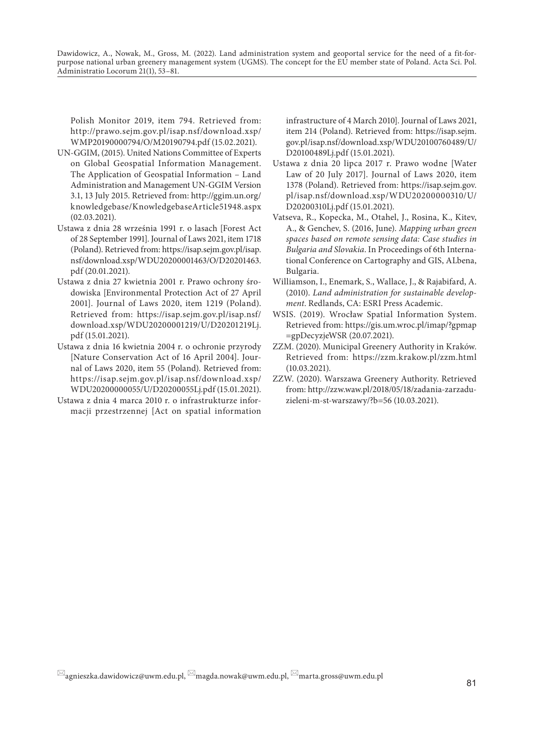Polish Monitor 2019, item 794. Retrieved from: http://prawo.sejm.gov.pl/isap.nsf/download.xsp/WMP20190000794/O/M20190794.pdf (15.02.2021).

UN-GGIM, (2015). United Nations Committee of Experts on Global Geospatial Information Management. The Application of Geospatial Information – Land Administration and Management UN-GGIM Version 3.1, 13 July 2015. Retrieved from: http://ggim.un.org/knowledgebase/KnowledgebaseArticle51948.aspx (02.03.2021).

Ustawa z dnia 28 września 1991 r. o lasach [Forest Act of 28 September 1991]. Journal of Laws 2021, item 1718 (Poland). Retrieved from: https://isap.sejm.gov.pl/isap.nsf/download.xsp/WDU20200001463/O/D20201463.pdf (20.01.2021).

Ustawa z dnia 27 kwietnia 2001 r. Prawo ochrony środowiska [Environmental Protection Act of 27 April 2001]. Journal of Laws 2020, item 1219 (Poland). Retrieved from: https://isap.sejm.gov.pl/isap.nsf/download.xsp/WDU20200001219/U/D20201219Lj.pdf (15.01.2021).

Ustawa z dnia 16 kwietnia 2004 r. o ochronie przyrody [Nature Conservation Act of 16 April 2004]. Journal of Laws 2020, item 55 (Poland). Retrieved from: https://isap.sejm.gov.pl/isap.nsf/download.xsp/WDU20200000055/U/D20200055Lj.pdf (15.01.2021).

Ustawa z dnia 4 marca 2010 r. o infrastrukturze informacji przestrzennej [Act on spatial information infrastructure of 4 March 2010]. Journal of Laws 2021, item 214 (Poland). Retrieved from: https://isap.sejm.gov.pl/isap.nsf/download.xsp/WDU20100760489/U/D20100489Lj.pdf (15.01.2021).

Ustawa z dnia 20 lipca 2017 r. Prawo wodne [Water Law of 20 July 2017]. Journal of Laws 2020, item 1378 (Poland). Retrieved from: https://isap.sejm.gov.pl/isap.nsf/download.xsp/WDU20200000310/U/D20200310Lj.pdf (15.01.2021).

Vatseva, R., Kopecka, M., Otahel, J., Rosina, K., Kitev, A., & Genchev, S. (2016, June). *Mapping urban green spaces based on remote sensing data: Case studies in Bulgaria and Slovakia*. In Proceedings of 6th International Conference on Cartography and GIS, ALbena, Bulgaria.

Williamson, I., Enemark, S., Wallace, J., & Rajabifard, A. (2010). *Land administration for sustainable development*. Redlands, CA: ESRI Press Academic.

WSIS. (2019). Wrocław Spatial Information System. Retrieved from: https://gis.um.wroc.pl/imap/?gpmap=gpDecyzjeWSR (20.07.2021).

ZZM. (2020). Municipal Greenery Authority in Kraków. Retrieved from: https://zzm.krakow.pl/zzm.html (10.03.2021).

ZZW. (2020). Warszawa Greenery Authority. Retrieved from: http://zzw.waw.pl/2018/05/18/zadania-zarzadu-zieleni-m-st-warszawy/?b=56 (10.03.2021).